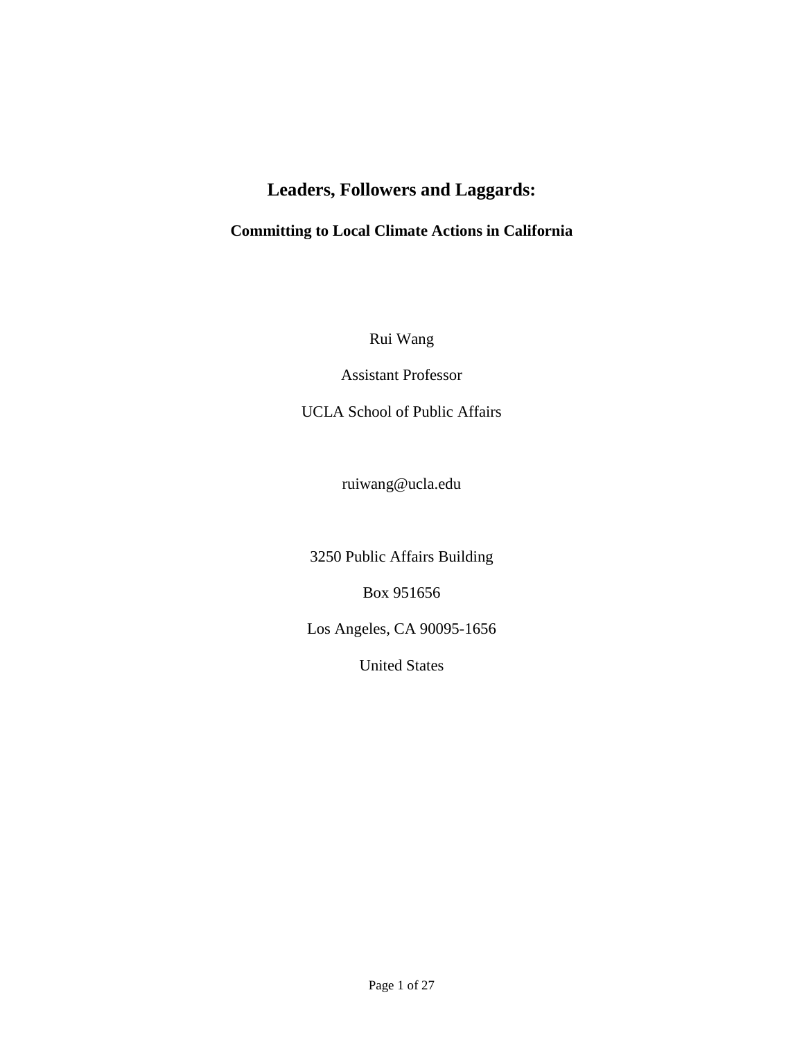# Leaders, Followers and Laggards:

## Committing to Local Climate Actions in California

Rui Wang

Assistant Professor

UCLA School of Public Affairs

ruiwang@ucla.edu

3250 Public Affairs Building

Box 951656

Los Angeles, CA 90095-1656

United States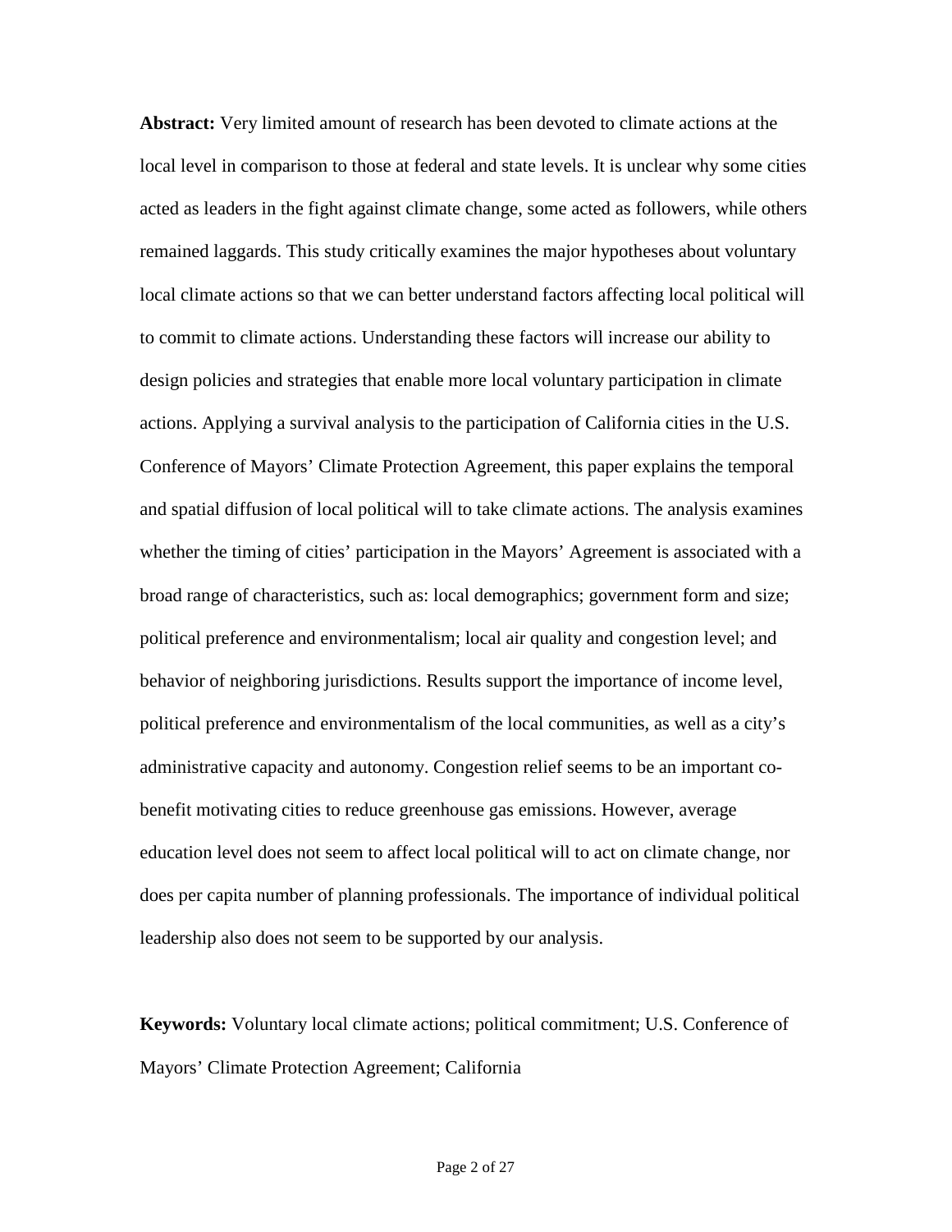**Abstract:** Very limited amount of research has been devoted to climate actions at the local level in comparison to those at federal and state levels. It is unclear why some cities acted as leaders in the fight against climate change, some acted as followers, while others remained laggards. This study critically examines the major hypotheses about voluntary local climate actions so that we can better understand factors affecting local political will to commit to climate actions. Understanding these factors will increase our ability to design policies and strategies that enable more local voluntary participation in climate actions. Applying a survival analysis to the participation of California cities in the U.S. Conference of Mayors' Climate Protection Agreement, this paper explains the temporal and spatial diffusion of local political will to take climate actions. The analysis examines whether the timing of cities' participation in the Mayors' Agreement is associated with a broad range of characteristics, such as: local demographics; government form and size; political preference and environmentalism; local air quality and congestion level; and behavior of neighboring jurisdictions. Results support the importance of income level, political preference and environmentalism of the local communities, as well as a city's administrative capacity and autonomy. Congestion relief seems to be an important co-benefit motivating cities to reduce greenhouse gas emissions. However, average education level does not seem to affect local political will to act on climate change, nor does per capita number of planning professionals. The importance of individual political leadership also does not seem to be supported by our analysis.

**Keywords:** Voluntary local climate actions; political commitment; U.S. Conference of Mayors' Climate Protection Agreement; California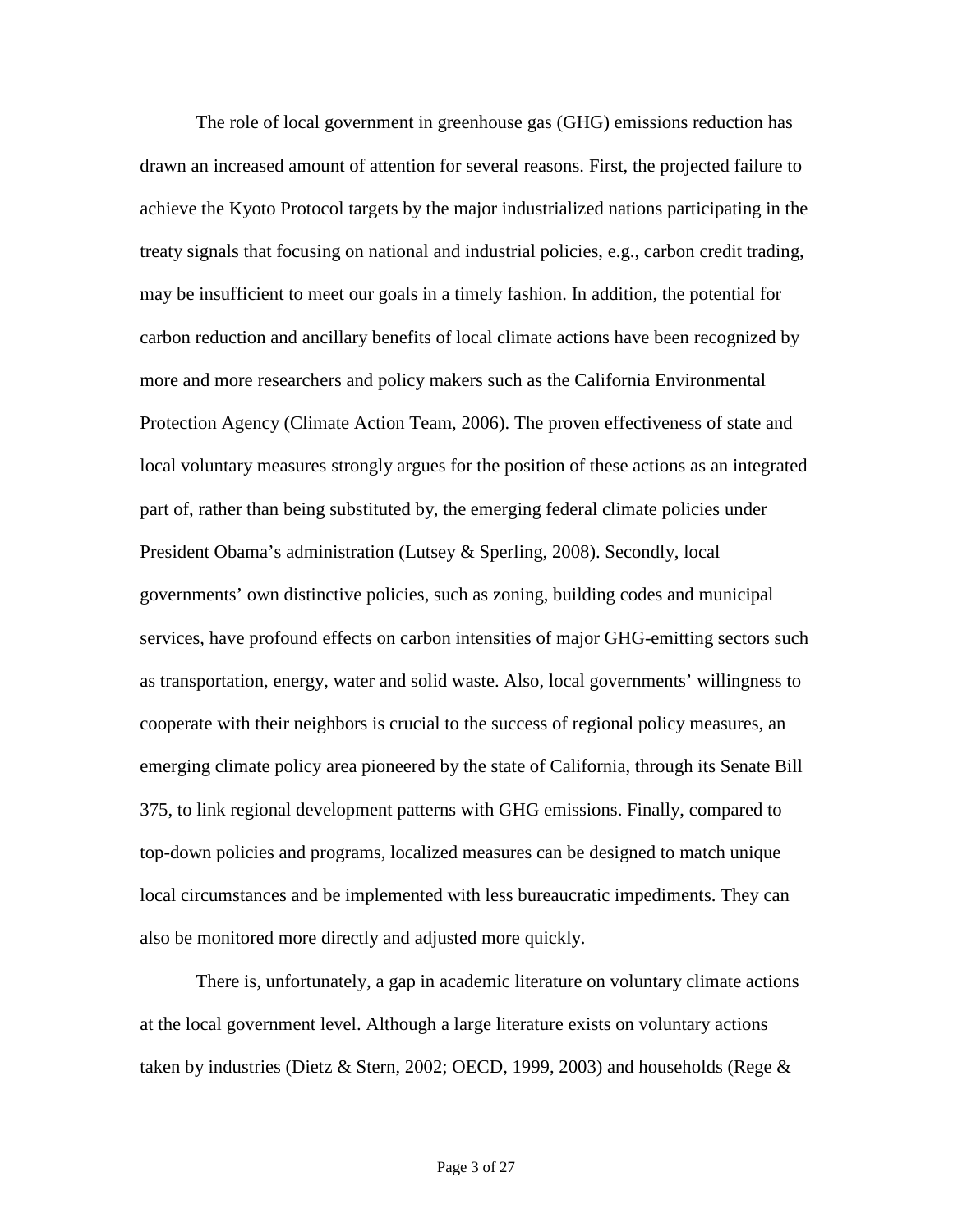The role of local government in greenhouse gas (GHG) emissions reduction has drawn an increased amount of attention for several reasons. First, the projected failure to achieve the Kyoto Protocol targets by the major industrialized nations participating in the treaty signals that focusing on national and industrial policies, e.g., carbon credit trading, may be insufficient to meet our goals in a timely fashion. In addition, the potential for carbon reduction and ancillary benefits of local climate actions have been recognized by more and more researchers and policy makers such as the California Environmental Protection Agency (Climate Action Team, 2006). The proven effectiveness of state and local voluntary measures strongly argues for the position of these actions as an integrated part of, rather than being substituted by, the emerging federal climate policies under President Obama's administration (Lutsey & Sperling, 2008). Secondly, local governments' own distinctive policies, such as zoning, building codes and municipal services, have profound effects on carbon intensities of major GHG-emitting sectors such as transportation, energy, water and solid waste. Also, local governments' willingness to cooperate with their neighbors is crucial to the success of regional policy measures, an emerging climate policy area pioneered by the state of California, through its Senate Bill 375, to link regional development patterns with GHG emissions. Finally, compared to top-down policies and programs, localized measures can be designed to match unique local circumstances and be implemented with less bureaucratic impediments. They can also be monitored more directly and adjusted more quickly.

There is, unfortunately, a gap in academic literature on voluntary climate actions at the local government level. Although a large literature exists on voluntary actions taken by industries (Dietz & Stern, 2002; OECD, 1999, 2003) and households (Rege &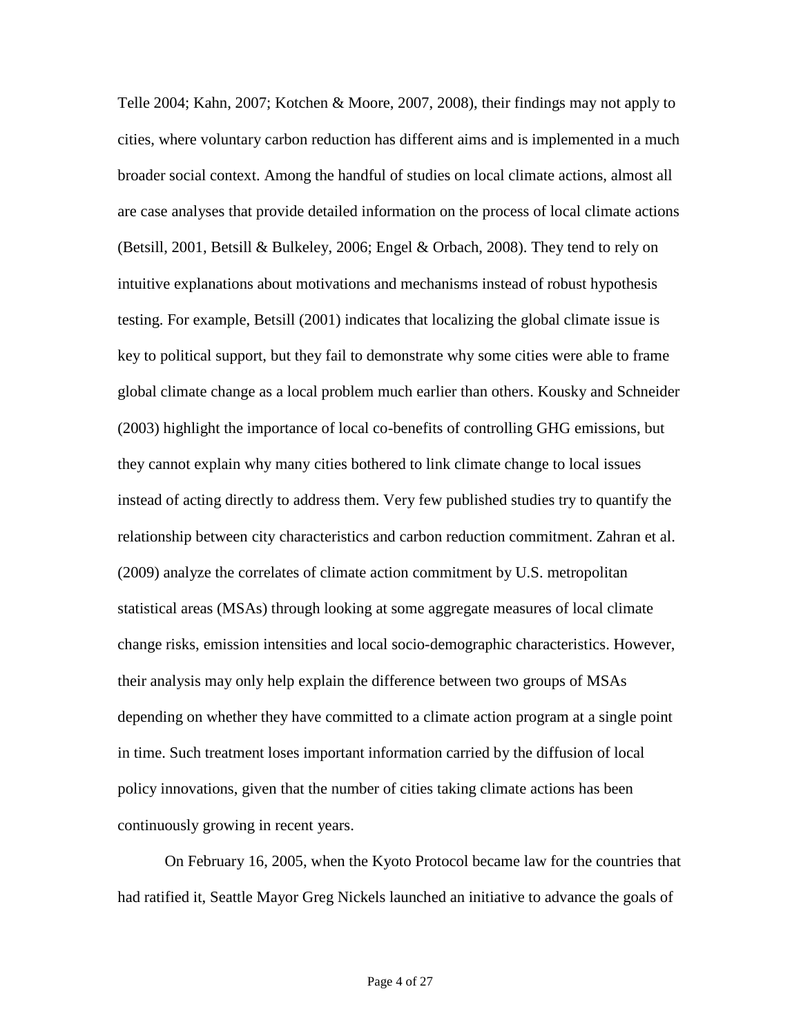Telle 2004; Kahn, 2007; Kotchen & Moore, 2007, 2008), their findings may not apply to cities, where voluntary carbon reduction has different aims and is implemented in a much broader social context. Among the handful of studies on local climate actions, almost all are case analyses that provide detailed information on the process of local climate actions (Betsill, 2001, Betsill & Bulkeley, 2006; Engel & Orbach, 2008). They tend to rely on intuitive explanations about motivations and mechanisms instead of robust hypothesis testing. For example, Betsill (2001) indicates that localizing the global climate issue is key to political support, but they fail to demonstrate why some cities were able to frame global climate change as a local problem much earlier than others. Kousky and Schneider (2003) highlight the importance of local co-benefits of controlling GHG emissions, but they cannot explain why many cities bothered to link climate change to local issues instead of acting directly to address them. Very few published studies try to quantify the relationship between city characteristics and carbon reduction commitment. Zahran et al. (2009) analyze the correlates of climate action commitment by U.S. metropolitan statistical areas (MSAs) through looking at some aggregate measures of local climate change risks, emission intensities and local socio-demographic characteristics. However, their analysis may only help explain the difference between two groups of MSAs depending on whether they have committed to a climate action program at a single point in time. Such treatment loses important information carried by the diffusion of local policy innovations, given that the number of cities taking climate actions has been continuously growing in recent years.

On February 16, 2005, when the Kyoto Protocol became law for the countries that had ratified it, Seattle Mayor Greg Nickels launched an initiative to advance the goals of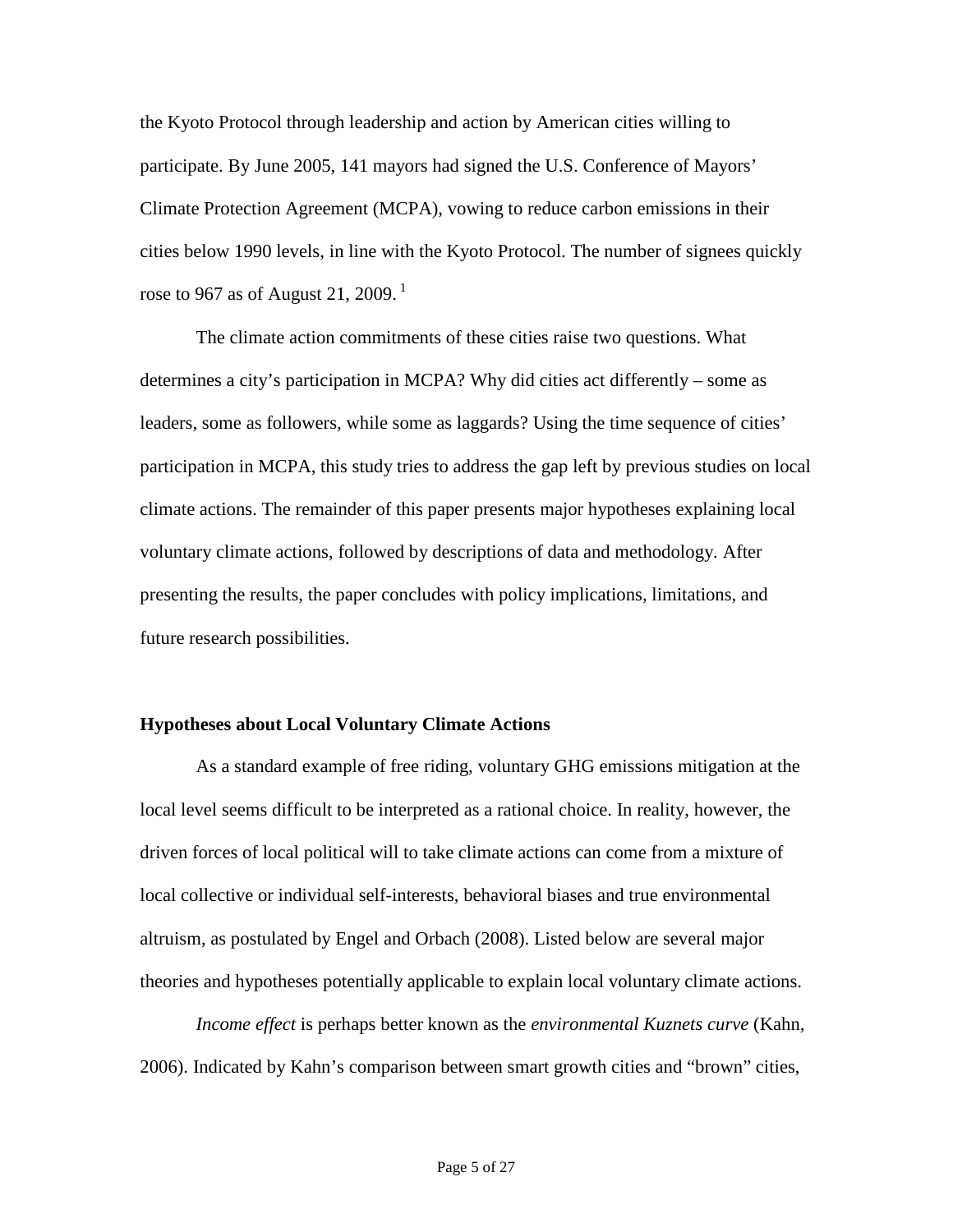the Kyoto Protocol through leadership and action by American cities willing to participate. By June 2005, 141 mayors had signed the U.S. Conference of Mayors' Climate Protection Agreement (MCPA), vowing to reduce carbon emissions in their cities below 1990 levels, in line with the Kyoto Protocol. The number of signees quickly rose to 967 as of August 21, 2009. [1]

The climate action commitments of these cities raise two questions. What determines a city's participation in MCPA? Why did cities act differently – some as leaders, some as followers, while some as laggards? Using the time sequence of cities' participation in MCPA, this study tries to address the gap left by previous studies on local climate actions. The remainder of this paper presents major hypotheses explaining local voluntary climate actions, followed by descriptions of data and methodology. After presenting the results, the paper concludes with policy implications, limitations, and future research possibilities.

## Hypotheses about Local Voluntary Climate Actions

As a standard example of free riding, voluntary GHG emissions mitigation at the local level seems difficult to be interpreted as a rational choice. In reality, however, the driven forces of local political will to take climate actions can come from a mixture of local collective or individual self-interests, behavioral biases and true environmental altruism, as postulated by Engel and Orbach (2008). Listed below are several major theories and hypotheses potentially applicable to explain local voluntary climate actions.

*Income effect* is perhaps better known as the *environmental Kuznets curve* (Kahn, 2006). Indicated by Kahn's comparison between smart growth cities and "brown" cities,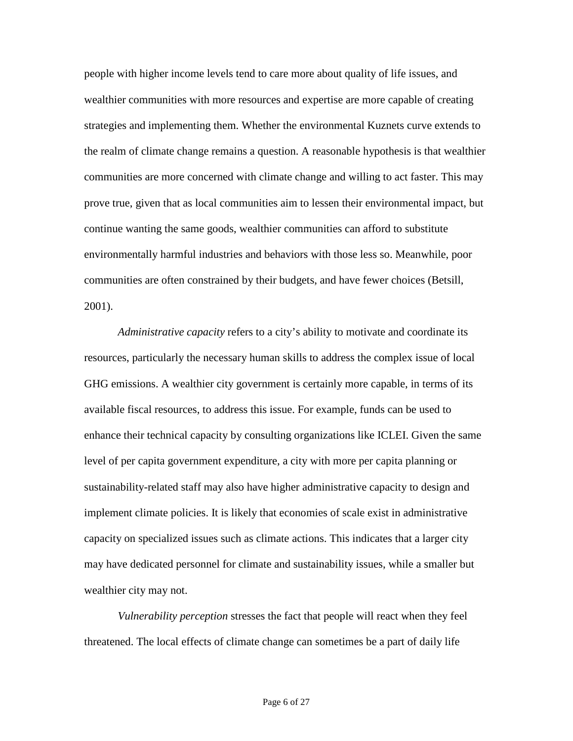people with higher income levels tend to care more about quality of life issues, and wealthier communities with more resources and expertise are more capable of creating strategies and implementing them. Whether the environmental Kuznets curve extends to the realm of climate change remains a question. A reasonable hypothesis is that wealthier communities are more concerned with climate change and willing to act faster. This may prove true, given that as local communities aim to lessen their environmental impact, but continue wanting the same goods, wealthier communities can afford to substitute environmentally harmful industries and behaviors with those less so. Meanwhile, poor communities are often constrained by their budgets, and have fewer choices (Betsill, 2001).

*Administrative capacity* refers to a city's ability to motivate and coordinate its resources, particularly the necessary human skills to address the complex issue of local GHG emissions. A wealthier city government is certainly more capable, in terms of its available fiscal resources, to address this issue. For example, funds can be used to enhance their technical capacity by consulting organizations like ICLEI. Given the same level of per capita government expenditure, a city with more per capita planning or sustainability-related staff may also have higher administrative capacity to design and implement climate policies. It is likely that economies of scale exist in administrative capacity on specialized issues such as climate actions. This indicates that a larger city may have dedicated personnel for climate and sustainability issues, while a smaller but wealthier city may not.

*Vulnerability perception* stresses the fact that people will react when they feel threatened. The local effects of climate change can sometimes be a part of daily life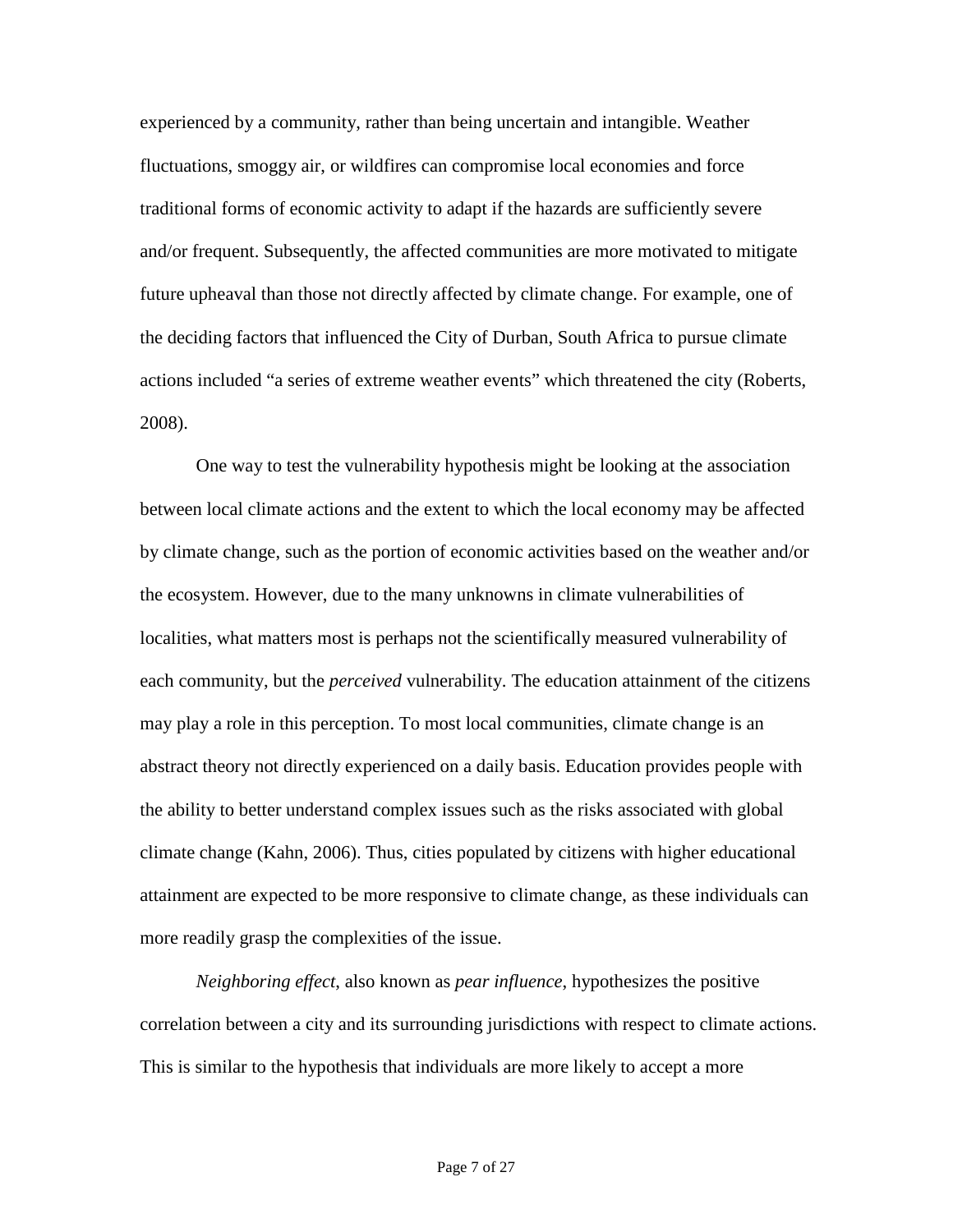experienced by a community, rather than being uncertain and intangible. Weather fluctuations, smoggy air, or wildfires can compromise local economies and force traditional forms of economic activity to adapt if the hazards are sufficiently severe and/or frequent. Subsequently, the affected communities are more motivated to mitigate future upheaval than those not directly affected by climate change. For example, one of the deciding factors that influenced the City of Durban, South Africa to pursue climate actions included "a series of extreme weather events" which threatened the city (Roberts, 2008).

One way to test the vulnerability hypothesis might be looking at the association between local climate actions and the extent to which the local economy may be affected by climate change, such as the portion of economic activities based on the weather and/or the ecosystem. However, due to the many unknowns in climate vulnerabilities of localities, what matters most is perhaps not the scientifically measured vulnerability of each community, but the *perceived* vulnerability. The education attainment of the citizens may play a role in this perception. To most local communities, climate change is an abstract theory not directly experienced on a daily basis. Education provides people with the ability to better understand complex issues such as the risks associated with global climate change (Kahn, 2006). Thus, cities populated by citizens with higher educational attainment are expected to be more responsive to climate change, as these individuals can more readily grasp the complexities of the issue.

*Neighboring effect*, also known as *pear influence*, hypothesizes the positive correlation between a city and its surrounding jurisdictions with respect to climate actions. This is similar to the hypothesis that individuals are more likely to accept a more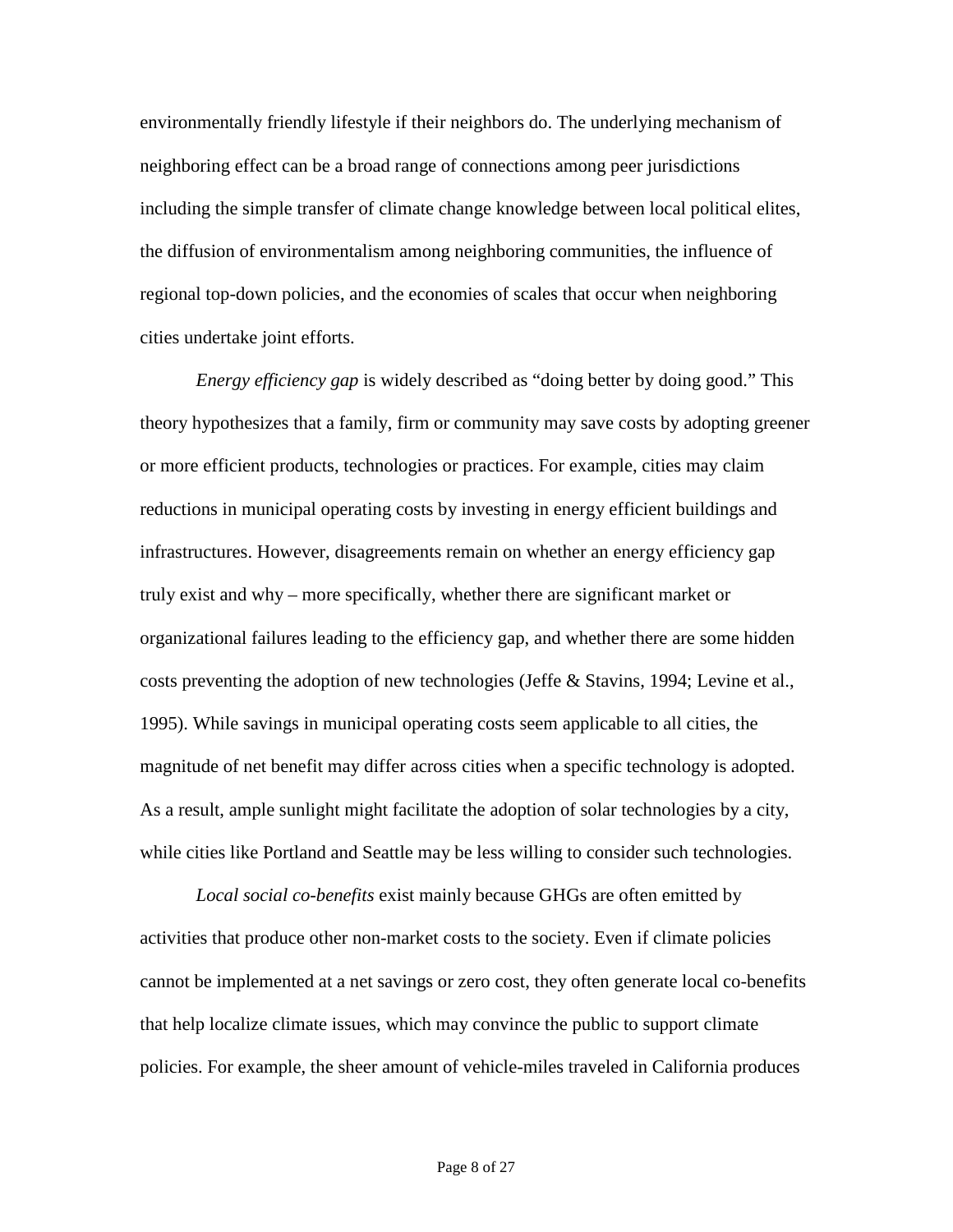environmentally friendly lifestyle if their neighbors do. The underlying mechanism of neighboring effect can be a broad range of connections among peer jurisdictions including the simple transfer of climate change knowledge between local political elites, the diffusion of environmentalism among neighboring communities, the influence of regional top-down policies, and the economies of scales that occur when neighboring cities undertake joint efforts.

*Energy efficiency gap* is widely described as "doing better by doing good." This theory hypothesizes that a family, firm or community may save costs by adopting greener or more efficient products, technologies or practices. For example, cities may claim reductions in municipal operating costs by investing in energy efficient buildings and infrastructures. However, disagreements remain on whether an energy efficiency gap truly exist and why – more specifically, whether there are significant market or organizational failures leading to the efficiency gap, and whether there are some hidden costs preventing the adoption of new technologies (Jeffe & Stavins, 1994; Levine et al., 1995). While savings in municipal operating costs seem applicable to all cities, the magnitude of net benefit may differ across cities when a specific technology is adopted. As a result, ample sunlight might facilitate the adoption of solar technologies by a city, while cities like Portland and Seattle may be less willing to consider such technologies.

*Local social co-benefits* exist mainly because GHGs are often emitted by activities that produce other non-market costs to the society. Even if climate policies cannot be implemented at a net savings or zero cost, they often generate local co-benefits that help localize climate issues, which may convince the public to support climate policies. For example, the sheer amount of vehicle-miles traveled in California produces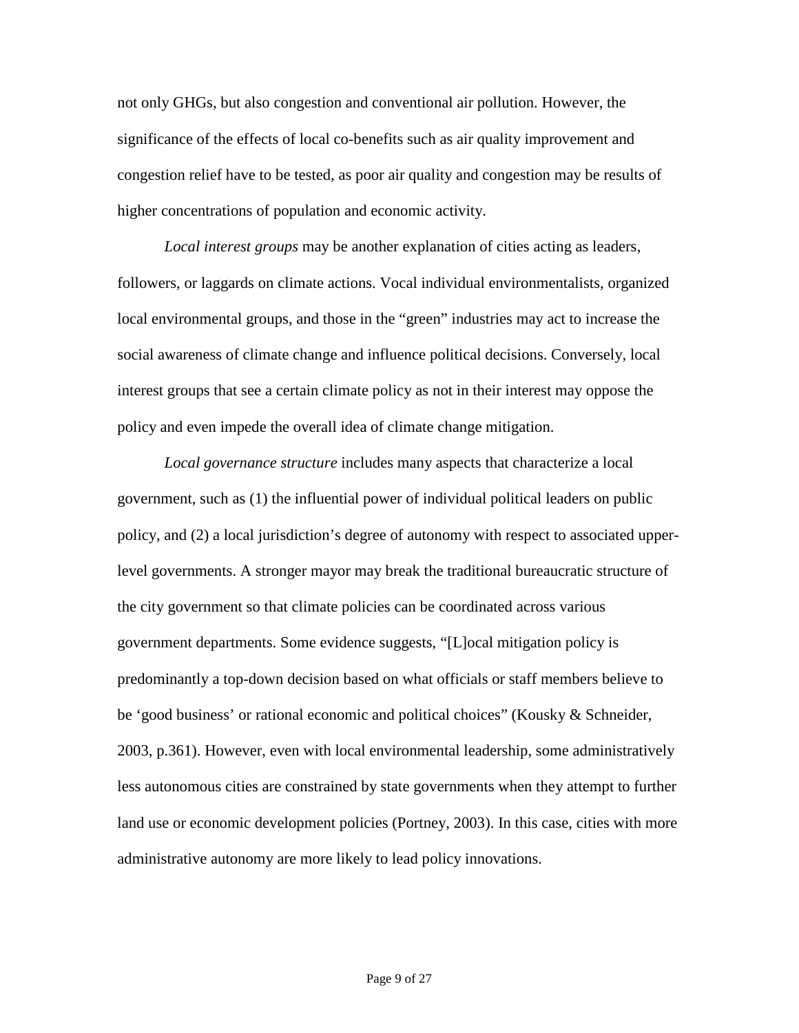not only GHGs, but also congestion and conventional air pollution. However, the significance of the effects of local co-benefits such as air quality improvement and congestion relief have to be tested, as poor air quality and congestion may be results of higher concentrations of population and economic activity.

*Local interest groups* may be another explanation of cities acting as leaders, followers, or laggards on climate actions. Vocal individual environmentalists, organized local environmental groups, and those in the "green" industries may act to increase the social awareness of climate change and influence political decisions. Conversely, local interest groups that see a certain climate policy as not in their interest may oppose the policy and even impede the overall idea of climate change mitigation.

*Local governance structure* includes many aspects that characterize a local government, such as (1) the influential power of individual political leaders on public policy, and (2) a local jurisdiction's degree of autonomy with respect to associated upper-level governments. A stronger mayor may break the traditional bureaucratic structure of the city government so that climate policies can be coordinated across various government departments. Some evidence suggests, "[L]ocal mitigation policy is predominantly a top-down decision based on what officials or staff members believe to be 'good business' or rational economic and political choices" (Kousky & Schneider, 2003, p.361). However, even with local environmental leadership, some administratively less autonomous cities are constrained by state governments when they attempt to further land use or economic development policies (Portney, 2003). In this case, cities with more administrative autonomy are more likely to lead policy innovations.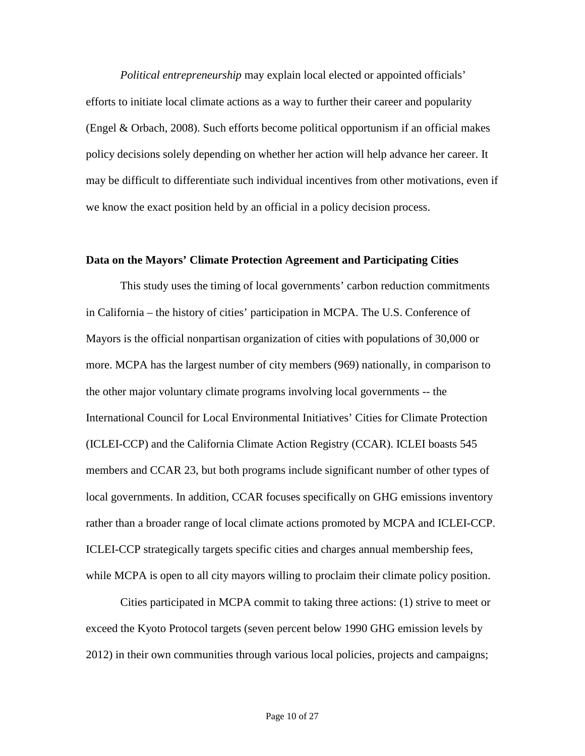*Political entrepreneurship* may explain local elected or appointed officials' efforts to initiate local climate actions as a way to further their career and popularity (Engel & Orbach, 2008). Such efforts become political opportunism if an official makes policy decisions solely depending on whether her action will help advance her career. It may be difficult to differentiate such individual incentives from other motivations, even if we know the exact position held by an official in a policy decision process.

**Data on the Mayors' Climate Protection Agreement and Participating Cities**

This study uses the timing of local governments' carbon reduction commitments in California – the history of cities' participation in MCPA. The U.S. Conference of Mayors is the official nonpartisan organization of cities with populations of 30,000 or more. MCPA has the largest number of city members (969) nationally, in comparison to the other major voluntary climate programs involving local governments -- the International Council for Local Environmental Initiatives' Cities for Climate Protection (ICLEI-CCP) and the California Climate Action Registry (CCAR). ICLEI boasts 545 members and CCAR 23, but both programs include significant number of other types of local governments. In addition, CCAR focuses specifically on GHG emissions inventory rather than a broader range of local climate actions promoted by MCPA and ICLEI-CCP. ICLEI-CCP strategically targets specific cities and charges annual membership fees, while MCPA is open to all city mayors willing to proclaim their climate policy position.

Cities participated in MCPA commit to taking three actions: (1) strive to meet or exceed the Kyoto Protocol targets (seven percent below 1990 GHG emission levels by 2012) in their own communities through various local policies, projects and campaigns;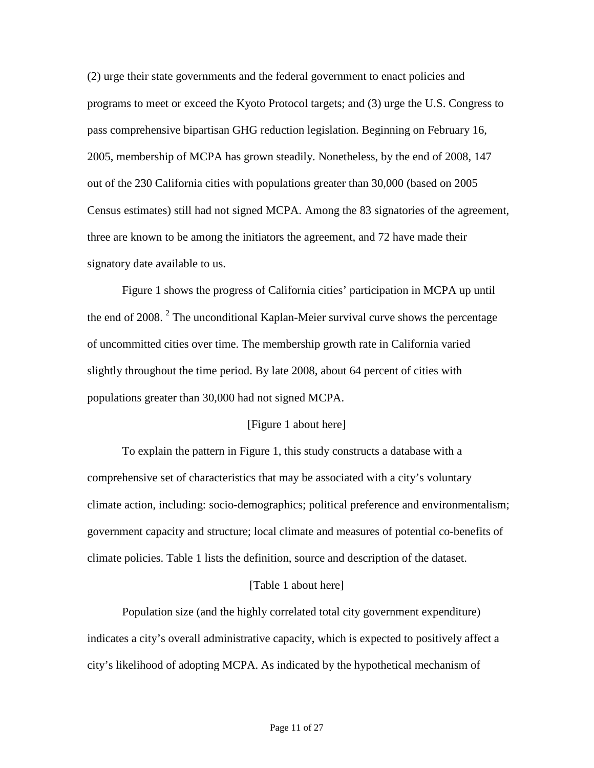(2) urge their state governments and the federal government to enact policies and programs to meet or exceed the Kyoto Protocol targets; and (3) urge the U.S. Congress to pass comprehensive bipartisan GHG reduction legislation. Beginning on February 16, 2005, membership of MCPA has grown steadily. Nonetheless, by the end of 2008, 147 out of the 230 California cities with populations greater than 30,000 (based on 2005 Census estimates) still had not signed MCPA. Among the 83 signatories of the agreement, three are known to be among the initiators the agreement, and 72 have made their signatory date available to us.

Figure 1 shows the progress of California cities' participation in MCPA up until the end of 2008. [2] The unconditional Kaplan-Meier survival curve shows the percentage of uncommitted cities over time. The membership growth rate in California varied slightly throughout the time period. By late 2008, about 64 percent of cities with populations greater than 30,000 had not signed MCPA.

[Figure 1 about here]

To explain the pattern in Figure 1, this study constructs a database with a comprehensive set of characteristics that may be associated with a city's voluntary climate action, including: socio-demographics; political preference and environmentalism; government capacity and structure; local climate and measures of potential co-benefits of climate policies. Table 1 lists the definition, source and description of the dataset.

[Table 1 about here]

Population size (and the highly correlated total city government expenditure) indicates a city's overall administrative capacity, which is expected to positively affect a city's likelihood of adopting MCPA. As indicated by the hypothetical mechanism of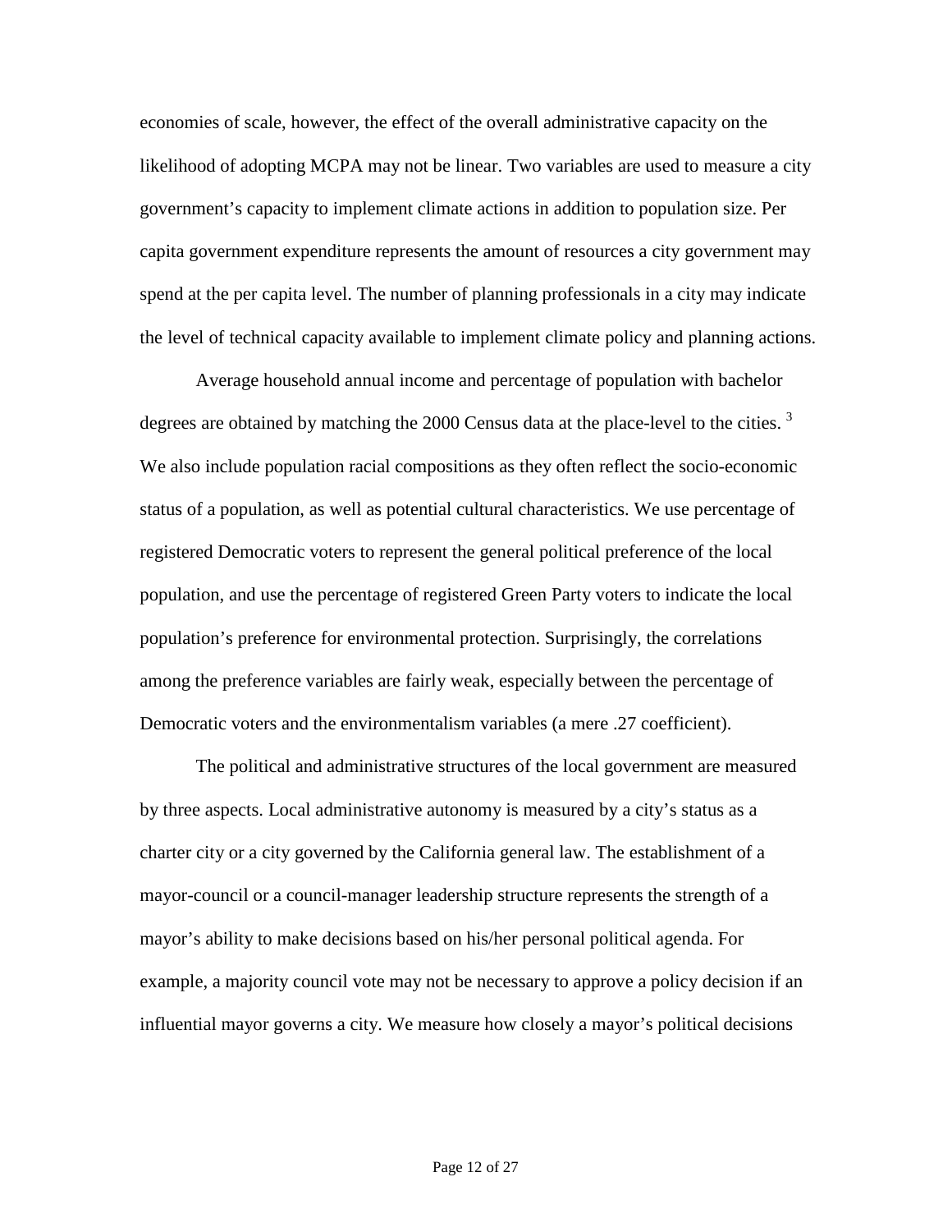economies of scale, however, the effect of the overall administrative capacity on the likelihood of adopting MCPA may not be linear. Two variables are used to measure a city government's capacity to implement climate actions in addition to population size. Per capita government expenditure represents the amount of resources a city government may spend at the per capita level. The number of planning professionals in a city may indicate the level of technical capacity available to implement climate policy and planning actions.

Average household annual income and percentage of population with bachelor degrees are obtained by matching the 2000 Census data at the place-level to the cities. [3] We also include population racial compositions as they often reflect the socio-economic status of a population, as well as potential cultural characteristics. We use percentage of registered Democratic voters to represent the general political preference of the local population, and use the percentage of registered Green Party voters to indicate the local population's preference for environmental protection. Surprisingly, the correlations among the preference variables are fairly weak, especially between the percentage of Democratic voters and the environmentalism variables (a mere .27 coefficient).

The political and administrative structures of the local government are measured by three aspects. Local administrative autonomy is measured by a city's status as a charter city or a city governed by the California general law. The establishment of a mayor-council or a council-manager leadership structure represents the strength of a mayor's ability to make decisions based on his/her personal political agenda. For example, a majority council vote may not be necessary to approve a policy decision if an influential mayor governs a city. We measure how closely a mayor's political decisions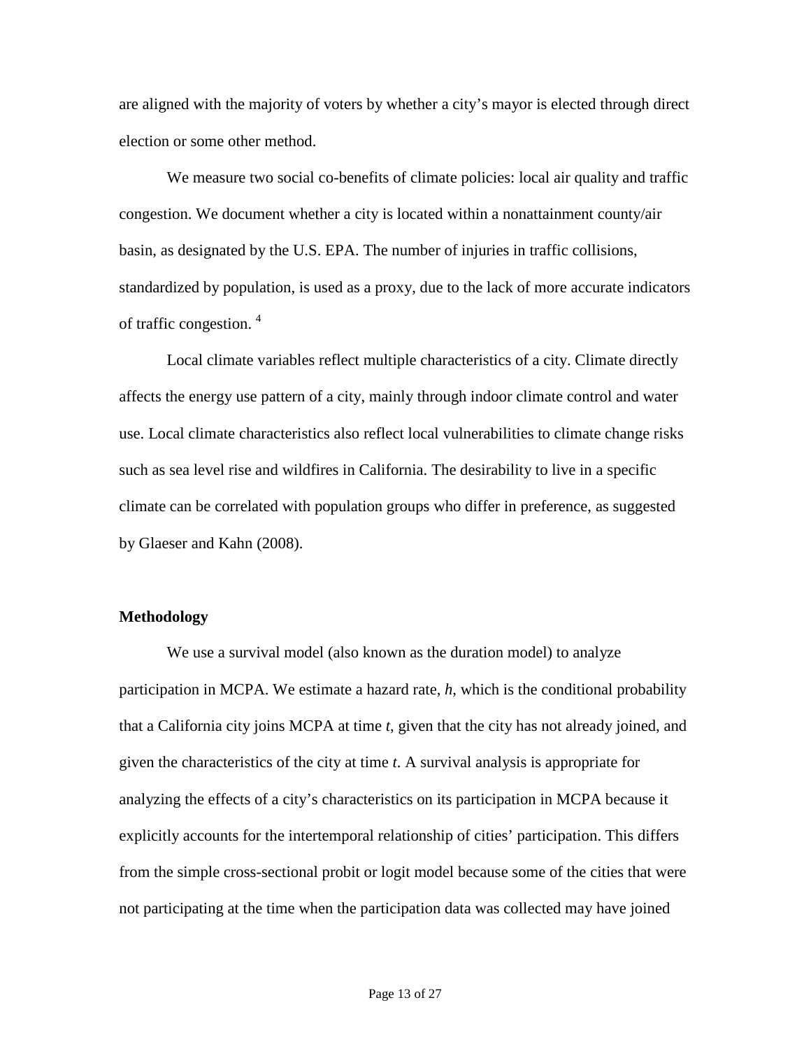are aligned with the majority of voters by whether a city's mayor is elected through direct election or some other method.

We measure two social co-benefits of climate policies: local air quality and traffic congestion. We document whether a city is located within a nonattainment county/air basin, as designated by the U.S. EPA. The number of injuries in traffic collisions, standardized by population, is used as a proxy, due to the lack of more accurate indicators of traffic congestion. [4]

Local climate variables reflect multiple characteristics of a city. Climate directly affects the energy use pattern of a city, mainly through indoor climate control and water use. Local climate characteristics also reflect local vulnerabilities to climate change risks such as sea level rise and wildfires in California. The desirability to live in a specific climate can be correlated with population groups who differ in preference, as suggested by Glaeser and Kahn (2008).

**Methodology**

We use a survival model (also known as the duration model) to analyze participation in MCPA. We estimate a hazard rate, $h$, which is the conditional probability that a California city joins MCPA at time $t$, given that the city has not already joined, and given the characteristics of the city at time $t$. A survival analysis is appropriate for analyzing the effects of a city's characteristics on its participation in MCPA because it explicitly accounts for the intertemporal relationship of cities' participation. This differs from the simple cross-sectional probit or logit model because some of the cities that were not participating at the time when the participation data was collected may have joined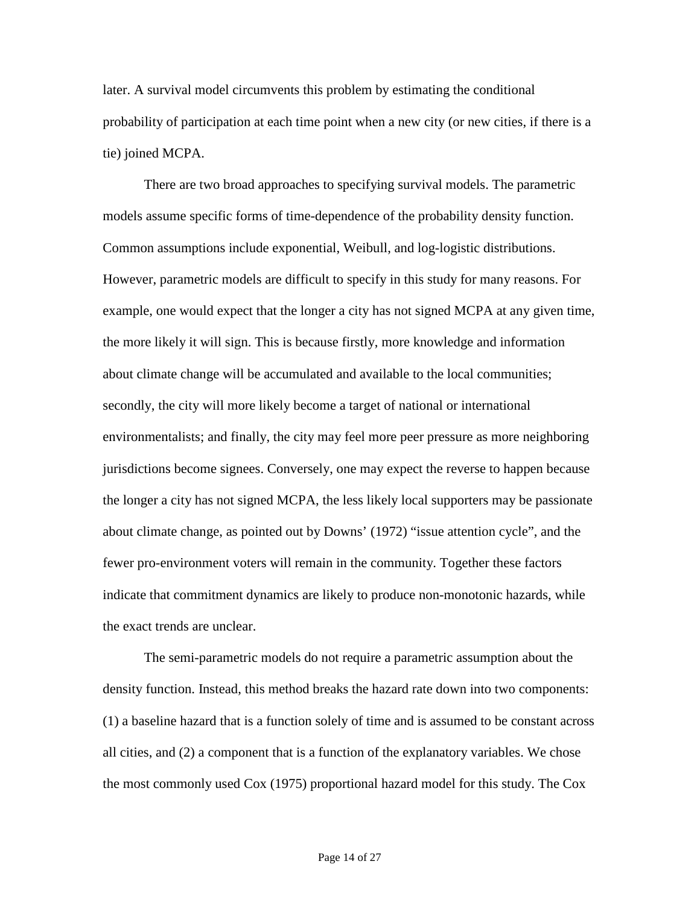later. A survival model circumvents this problem by estimating the conditional probability of participation at each time point when a new city (or new cities, if there is a tie) joined MCPA.

There are two broad approaches to specifying survival models. The parametric models assume specific forms of time-dependence of the probability density function. Common assumptions include exponential, Weibull, and log-logistic distributions. However, parametric models are difficult to specify in this study for many reasons. For example, one would expect that the longer a city has not signed MCPA at any given time, the more likely it will sign. This is because firstly, more knowledge and information about climate change will be accumulated and available to the local communities; secondly, the city will more likely become a target of national or international environmentalists; and finally, the city may feel more peer pressure as more neighboring jurisdictions become signees. Conversely, one may expect the reverse to happen because the longer a city has not signed MCPA, the less likely local supporters may be passionate about climate change, as pointed out by Downs' (1972) "issue attention cycle", and the fewer pro-environment voters will remain in the community. Together these factors indicate that commitment dynamics are likely to produce non-monotonic hazards, while the exact trends are unclear.

The semi-parametric models do not require a parametric assumption about the density function. Instead, this method breaks the hazard rate down into two components: (1) a baseline hazard that is a function solely of time and is assumed to be constant across all cities, and (2) a component that is a function of the explanatory variables. We chose the most commonly used Cox (1975) proportional hazard model for this study. The Cox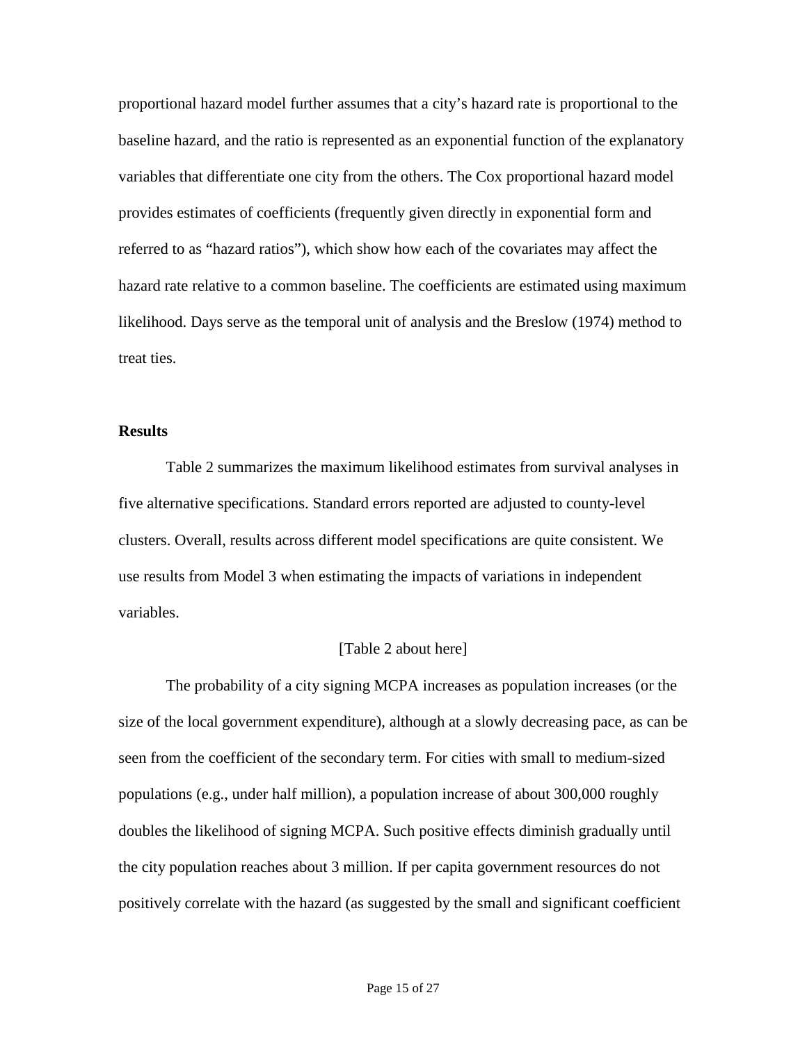proportional hazard model further assumes that a city's hazard rate is proportional to the baseline hazard, and the ratio is represented as an exponential function of the explanatory variables that differentiate one city from the others. The Cox proportional hazard model provides estimates of coefficients (frequently given directly in exponential form and referred to as "hazard ratios"), which show how each of the covariates may affect the hazard rate relative to a common baseline. The coefficients are estimated using maximum likelihood. Days serve as the temporal unit of analysis and the Breslow (1974) method to treat ties.

## Results

Table 2 summarizes the maximum likelihood estimates from survival analyses in five alternative specifications. Standard errors reported are adjusted to county-level clusters. Overall, results across different model specifications are quite consistent. We use results from Model 3 when estimating the impacts of variations in independent variables.

[Table 2 about here]

The probability of a city signing MCPA increases as population increases (or the size of the local government expenditure), although at a slowly decreasing pace, as can be seen from the coefficient of the secondary term. For cities with small to medium-sized populations (e.g., under half million), a population increase of about 300,000 roughly doubles the likelihood of signing MCPA. Such positive effects diminish gradually until the city population reaches about 3 million. If per capita government resources do not positively correlate with the hazard (as suggested by the small and significant coefficient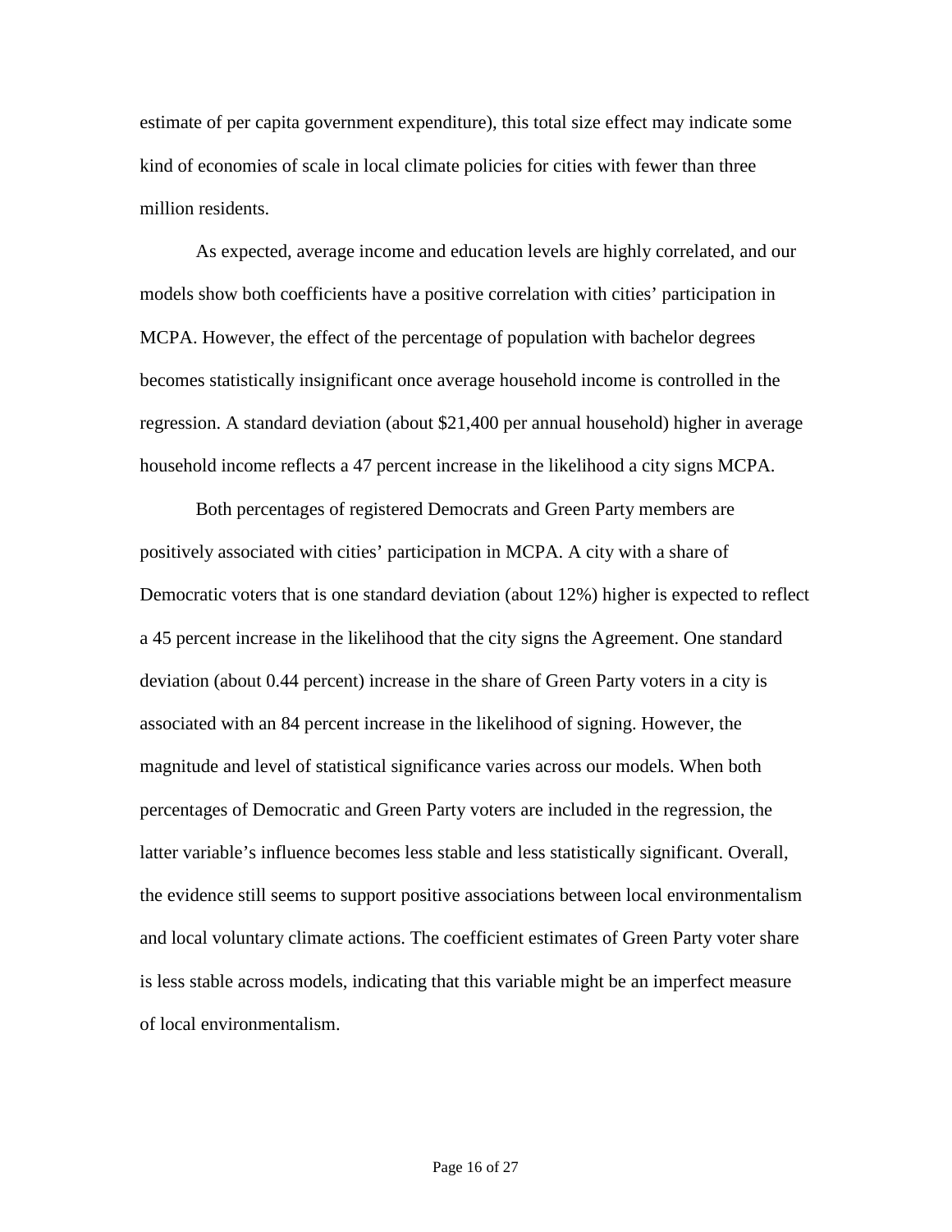estimate of per capita government expenditure), this total size effect may indicate some kind of economies of scale in local climate policies for cities with fewer than three million residents.

As expected, average income and education levels are highly correlated, and our models show both coefficients have a positive correlation with cities' participation in MCPA. However, the effect of the percentage of population with bachelor degrees becomes statistically insignificant once average household income is controlled in the regression. A standard deviation (about $21,400 per annual household) higher in average household income reflects a 47 percent increase in the likelihood a city signs MCPA.

Both percentages of registered Democrats and Green Party members are positively associated with cities' participation in MCPA. A city with a share of Democratic voters that is one standard deviation (about 12%) higher is expected to reflect a 45 percent increase in the likelihood that the city signs the Agreement. One standard deviation (about 0.44 percent) increase in the share of Green Party voters in a city is associated with an 84 percent increase in the likelihood of signing. However, the magnitude and level of statistical significance varies across our models. When both percentages of Democratic and Green Party voters are included in the regression, the latter variable's influence becomes less stable and less statistically significant. Overall, the evidence still seems to support positive associations between local environmentalism and local voluntary climate actions. The coefficient estimates of Green Party voter share is less stable across models, indicating that this variable might be an imperfect measure of local environmentalism.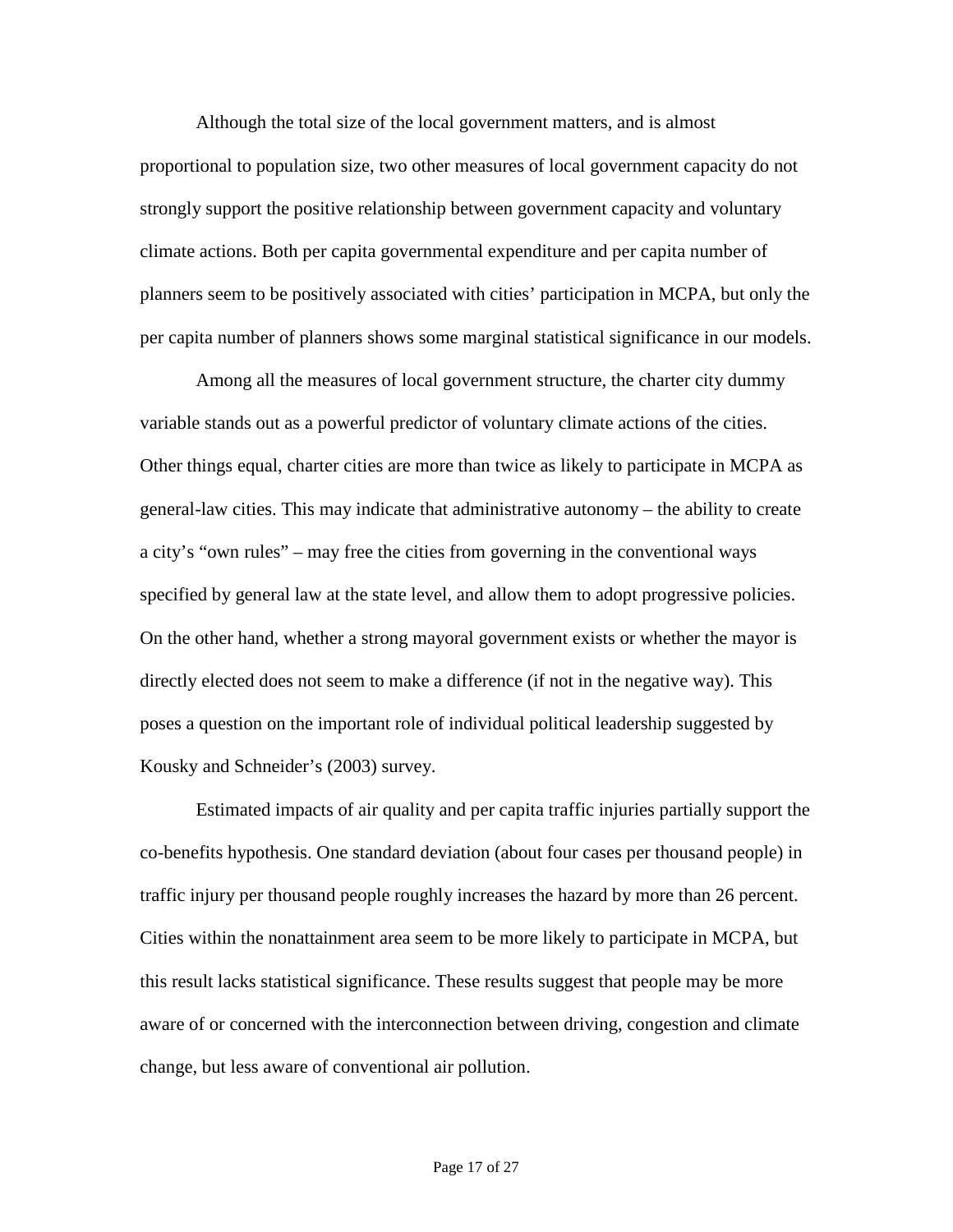Although the total size of the local government matters, and is almost proportional to population size, two other measures of local government capacity do not strongly support the positive relationship between government capacity and voluntary climate actions. Both per capita governmental expenditure and per capita number of planners seem to be positively associated with cities' participation in MCPA, but only the per capita number of planners shows some marginal statistical significance in our models.

Among all the measures of local government structure, the charter city dummy variable stands out as a powerful predictor of voluntary climate actions of the cities. Other things equal, charter cities are more than twice as likely to participate in MCPA as general-law cities. This may indicate that administrative autonomy – the ability to create a city's "own rules" – may free the cities from governing in the conventional ways specified by general law at the state level, and allow them to adopt progressive policies. On the other hand, whether a strong mayoral government exists or whether the mayor is directly elected does not seem to make a difference (if not in the negative way). This poses a question on the important role of individual political leadership suggested by Kousky and Schneider's (2003) survey.

Estimated impacts of air quality and per capita traffic injuries partially support the co-benefits hypothesis. One standard deviation (about four cases per thousand people) in traffic injury per thousand people roughly increases the hazard by more than 26 percent. Cities within the nonattainment area seem to be more likely to participate in MCPA, but this result lacks statistical significance. These results suggest that people may be more aware of or concerned with the interconnection between driving, congestion and climate change, but less aware of conventional air pollution.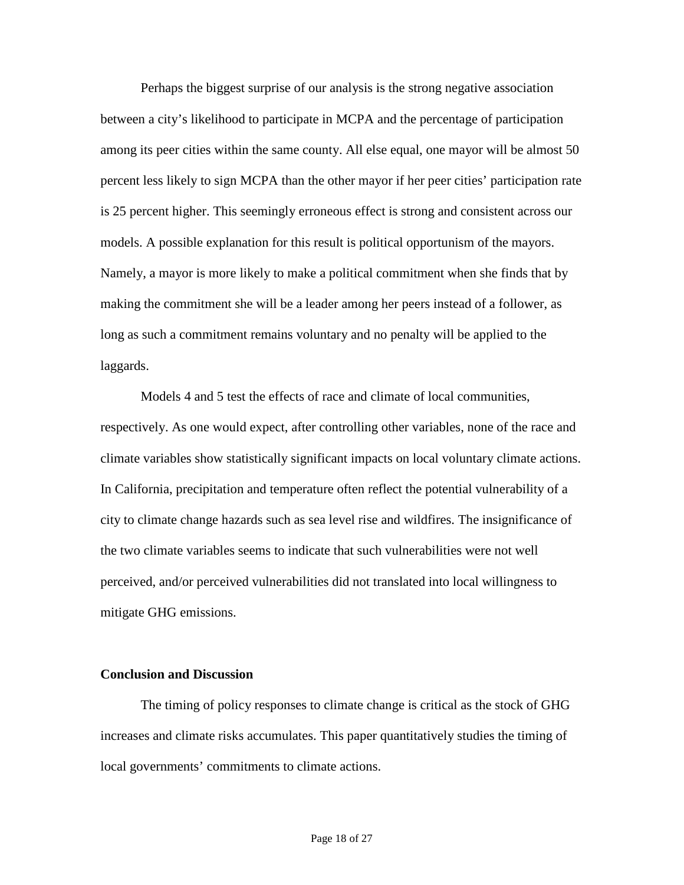Perhaps the biggest surprise of our analysis is the strong negative association between a city's likelihood to participate in MCPA and the percentage of participation among its peer cities within the same county. All else equal, one mayor will be almost 50 percent less likely to sign MCPA than the other mayor if her peer cities' participation rate is 25 percent higher. This seemingly erroneous effect is strong and consistent across our models. A possible explanation for this result is political opportunism of the mayors. Namely, a mayor is more likely to make a political commitment when she finds that by making the commitment she will be a leader among her peers instead of a follower, as long as such a commitment remains voluntary and no penalty will be applied to the laggards.

Models 4 and 5 test the effects of race and climate of local communities, respectively. As one would expect, after controlling other variables, none of the race and climate variables show statistically significant impacts on local voluntary climate actions. In California, precipitation and temperature often reflect the potential vulnerability of a city to climate change hazards such as sea level rise and wildfires. The insignificance of the two climate variables seems to indicate that such vulnerabilities were not well perceived, and/or perceived vulnerabilities did not translated into local willingness to mitigate GHG emissions.

## Conclusion and Discussion

The timing of policy responses to climate change is critical as the stock of GHG increases and climate risks accumulates. This paper quantitatively studies the timing of local governments' commitments to climate actions.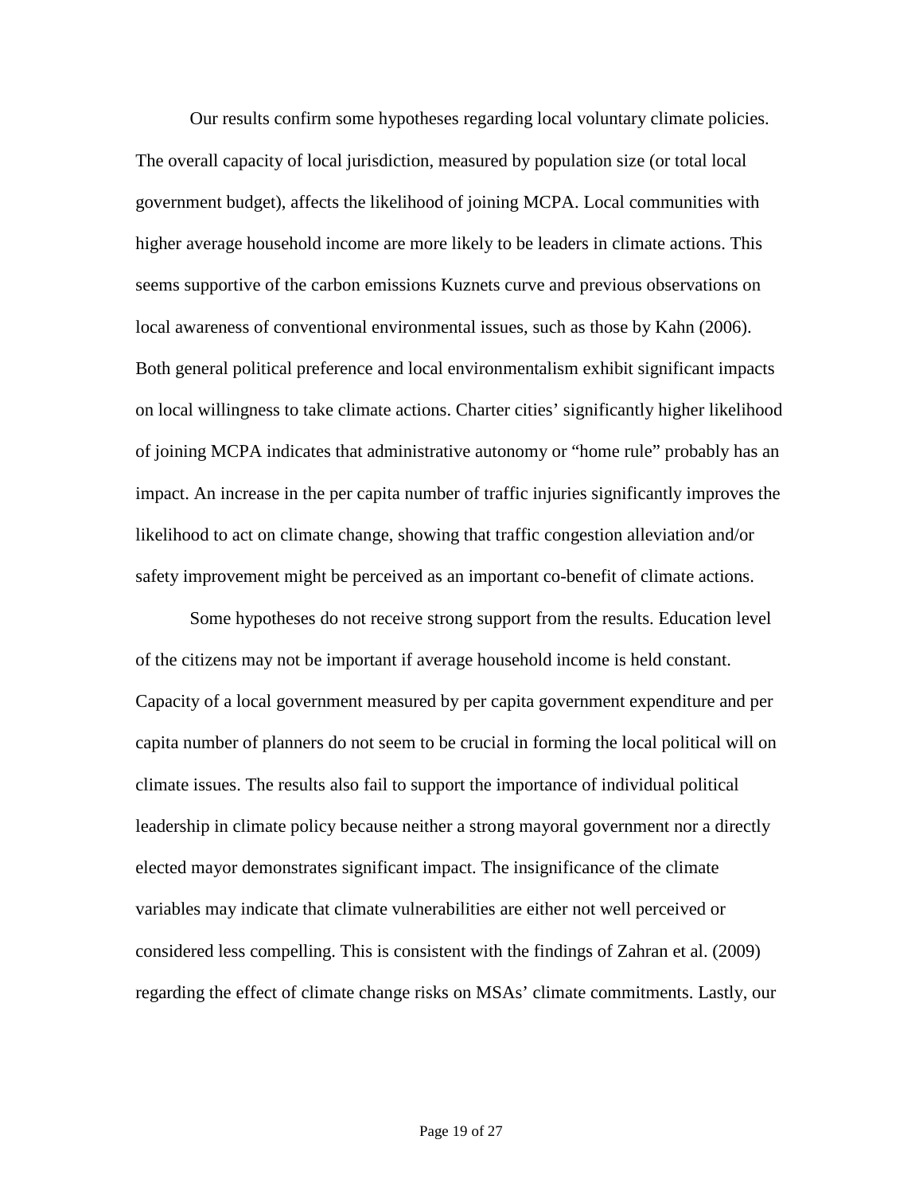Our results confirm some hypotheses regarding local voluntary climate policies. The overall capacity of local jurisdiction, measured by population size (or total local government budget), affects the likelihood of joining MCPA. Local communities with higher average household income are more likely to be leaders in climate actions. This seems supportive of the carbon emissions Kuznets curve and previous observations on local awareness of conventional environmental issues, such as those by Kahn (2006). Both general political preference and local environmentalism exhibit significant impacts on local willingness to take climate actions. Charter cities' significantly higher likelihood of joining MCPA indicates that administrative autonomy or "home rule" probably has an impact. An increase in the per capita number of traffic injuries significantly improves the likelihood to act on climate change, showing that traffic congestion alleviation and/or safety improvement might be perceived as an important co-benefit of climate actions.

Some hypotheses do not receive strong support from the results. Education level of the citizens may not be important if average household income is held constant. Capacity of a local government measured by per capita government expenditure and per capita number of planners do not seem to be crucial in forming the local political will on climate issues. The results also fail to support the importance of individual political leadership in climate policy because neither a strong mayoral government nor a directly elected mayor demonstrates significant impact. The insignificance of the climate variables may indicate that climate vulnerabilities are either not well perceived or considered less compelling. This is consistent with the findings of Zahran et al. (2009) regarding the effect of climate change risks on MSAs' climate commitments. Lastly, our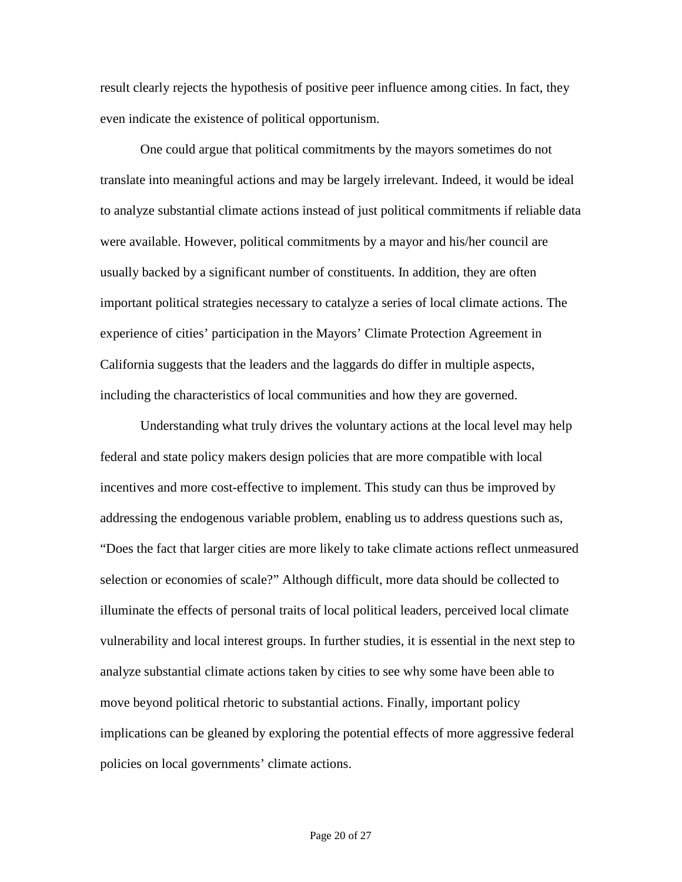result clearly rejects the hypothesis of positive peer influence among cities. In fact, they even indicate the existence of political opportunism.

One could argue that political commitments by the mayors sometimes do not translate into meaningful actions and may be largely irrelevant. Indeed, it would be ideal to analyze substantial climate actions instead of just political commitments if reliable data were available. However, political commitments by a mayor and his/her council are usually backed by a significant number of constituents. In addition, they are often important political strategies necessary to catalyze a series of local climate actions. The experience of cities' participation in the Mayors' Climate Protection Agreement in California suggests that the leaders and the laggards do differ in multiple aspects, including the characteristics of local communities and how they are governed.

Understanding what truly drives the voluntary actions at the local level may help federal and state policy makers design policies that are more compatible with local incentives and more cost-effective to implement. This study can thus be improved by addressing the endogenous variable problem, enabling us to address questions such as, "Does the fact that larger cities are more likely to take climate actions reflect unmeasured selection or economies of scale?" Although difficult, more data should be collected to illuminate the effects of personal traits of local political leaders, perceived local climate vulnerability and local interest groups. In further studies, it is essential in the next step to analyze substantial climate actions taken by cities to see why some have been able to move beyond political rhetoric to substantial actions. Finally, important policy implications can be gleaned by exploring the potential effects of more aggressive federal policies on local governments' climate actions.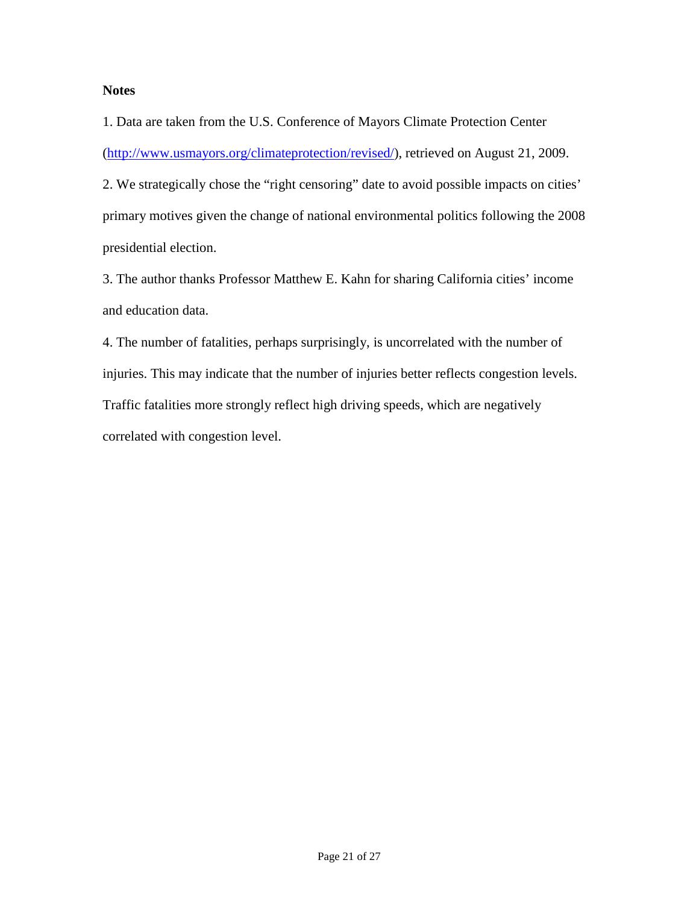**Notes**

1. Data are taken from the U.S. Conference of Mayors Climate Protection Center (http://www.usmayors.org/climateprotection/revised/), retrieved on August 21, 2009.

2. We strategically chose the "right censoring" date to avoid possible impacts on cities' primary motives given the change of national environmental politics following the 2008 presidential election.

3. The author thanks Professor Matthew E. Kahn for sharing California cities' income and education data.

4. The number of fatalities, perhaps surprisingly, is uncorrelated with the number of injuries. This may indicate that the number of injuries better reflects congestion levels. Traffic fatalities more strongly reflect high driving speeds, which are negatively correlated with congestion level.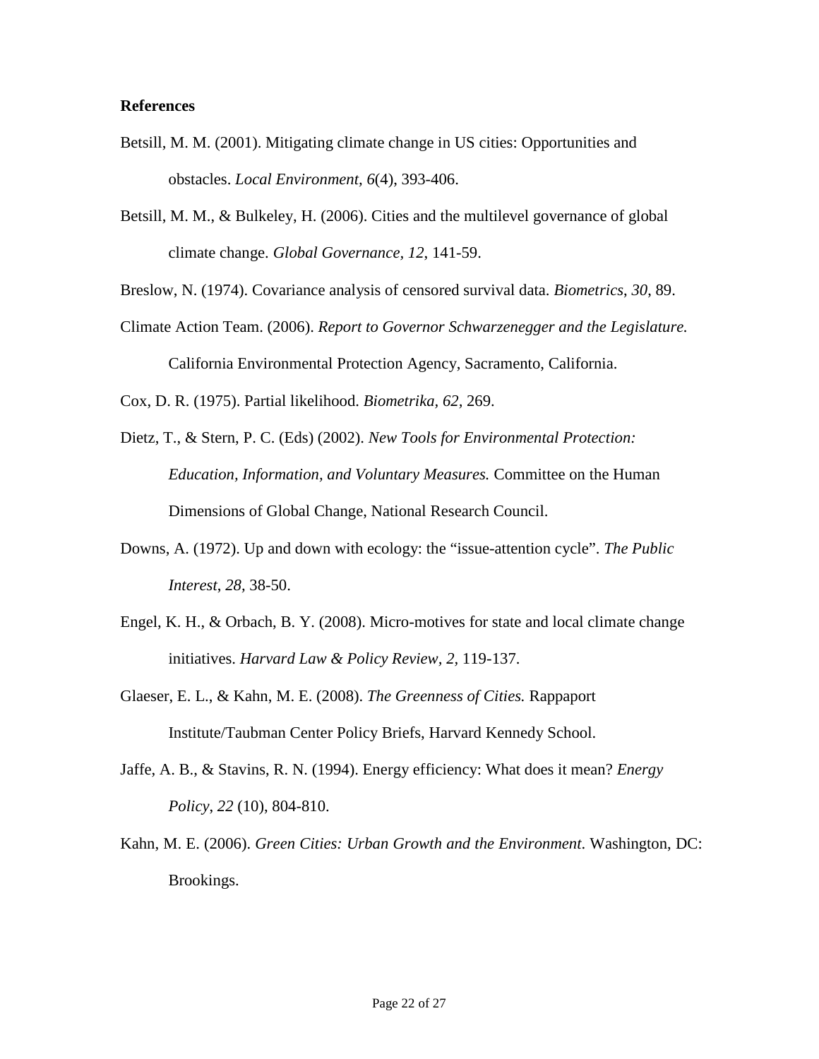**References**

Betsill, M. M. (2001). Mitigating climate change in US cities: Opportunities and obstacles. *Local Environment, 6*(4), 393-406.

Betsill, M. M., & Bulkeley, H. (2006). Cities and the multilevel governance of global climate change. *Global Governance, 12*, 141-59.

Breslow, N. (1974). Covariance analysis of censored survival data. *Biometrics*, *30*, 89.

Climate Action Team. (2006). *Report to Governor Schwarzenegger and the Legislature.* California Environmental Protection Agency, Sacramento, California.

Cox, D. R. (1975). Partial likelihood. *Biometrika, 62,* 269.

Dietz, T., & Stern, P. C. (Eds) (2002). *New Tools for Environmental Protection: Education, Information, and Voluntary Measures.* Committee on the Human Dimensions of Global Change, National Research Council.

Downs, A. (1972). Up and down with ecology: the "issue-attention cycle". *The Public Interest*, *28,* 38-50.

Engel, K. H., & Orbach, B. Y. (2008). Micro-motives for state and local climate change initiatives. *Harvard Law & Policy Review, 2,* 119-137.

Glaeser, E. L., & Kahn, M. E. (2008). *The Greenness of Cities.* Rappaport Institute/Taubman Center Policy Briefs, Harvard Kennedy School.

Jaffe, A. B., & Stavins, R. N. (1994). Energy efficiency: What does it mean? *Energy Policy*, *22* (10), 804-810.

Kahn, M. E. (2006). *Green Cities: Urban Growth and the Environment*. Washington, DC: Brookings.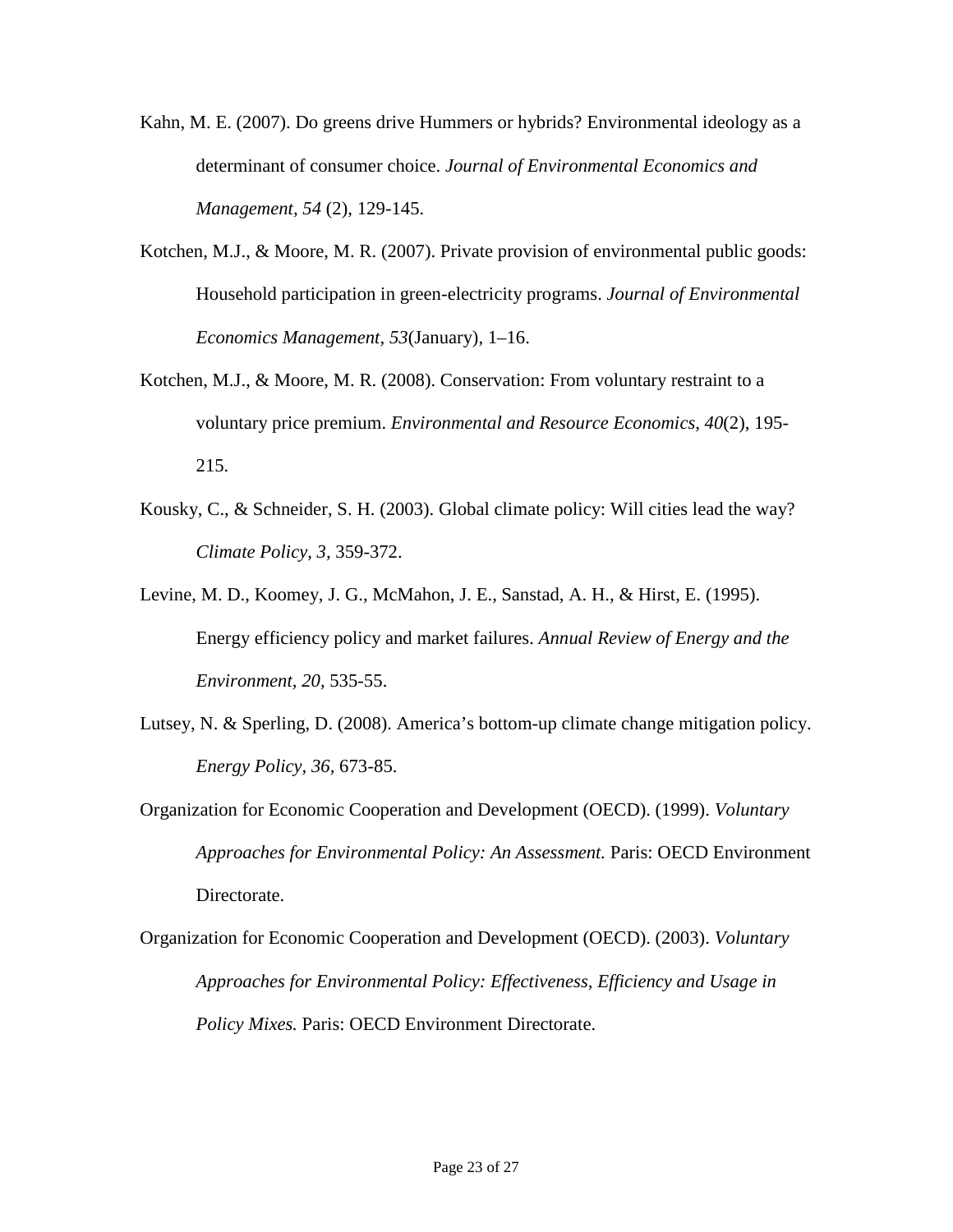Kahn, M. E. (2007). Do greens drive Hummers or hybrids? Environmental ideology as a determinant of consumer choice. *Journal of Environmental Economics and Management, 54* (2), 129-145.

Kotchen, M.J., & Moore, M. R. (2007). Private provision of environmental public goods: Household participation in green-electricity programs. *Journal of Environmental Economics Management*, *53*(January), 1–16.

Kotchen, M.J., & Moore, M. R. (2008). Conservation: From voluntary restraint to a voluntary price premium. *Environmental and Resource Economics, 40*(2), 195-215.

Kousky, C., & Schneider, S. H. (2003). Global climate policy: Will cities lead the way? *Climate Policy, 3*, 359-372.

Levine, M. D., Koomey, J. G., McMahon, J. E., Sanstad, A. H., & Hirst, E. (1995). Energy efficiency policy and market failures. *Annual Review of Energy and the Environment, 20*, 535-55.

Lutsey, N. & Sperling, D. (2008). America's bottom-up climate change mitigation policy. *Energy Policy*, *36*, 673-85.

Organization for Economic Cooperation and Development (OECD). (1999). *Voluntary Approaches for Environmental Policy: An Assessment.* Paris: OECD Environment Directorate.

Organization for Economic Cooperation and Development (OECD). (2003). *Voluntary Approaches for Environmental Policy: Effectiveness, Efficiency and Usage in Policy Mixes.* Paris: OECD Environment Directorate.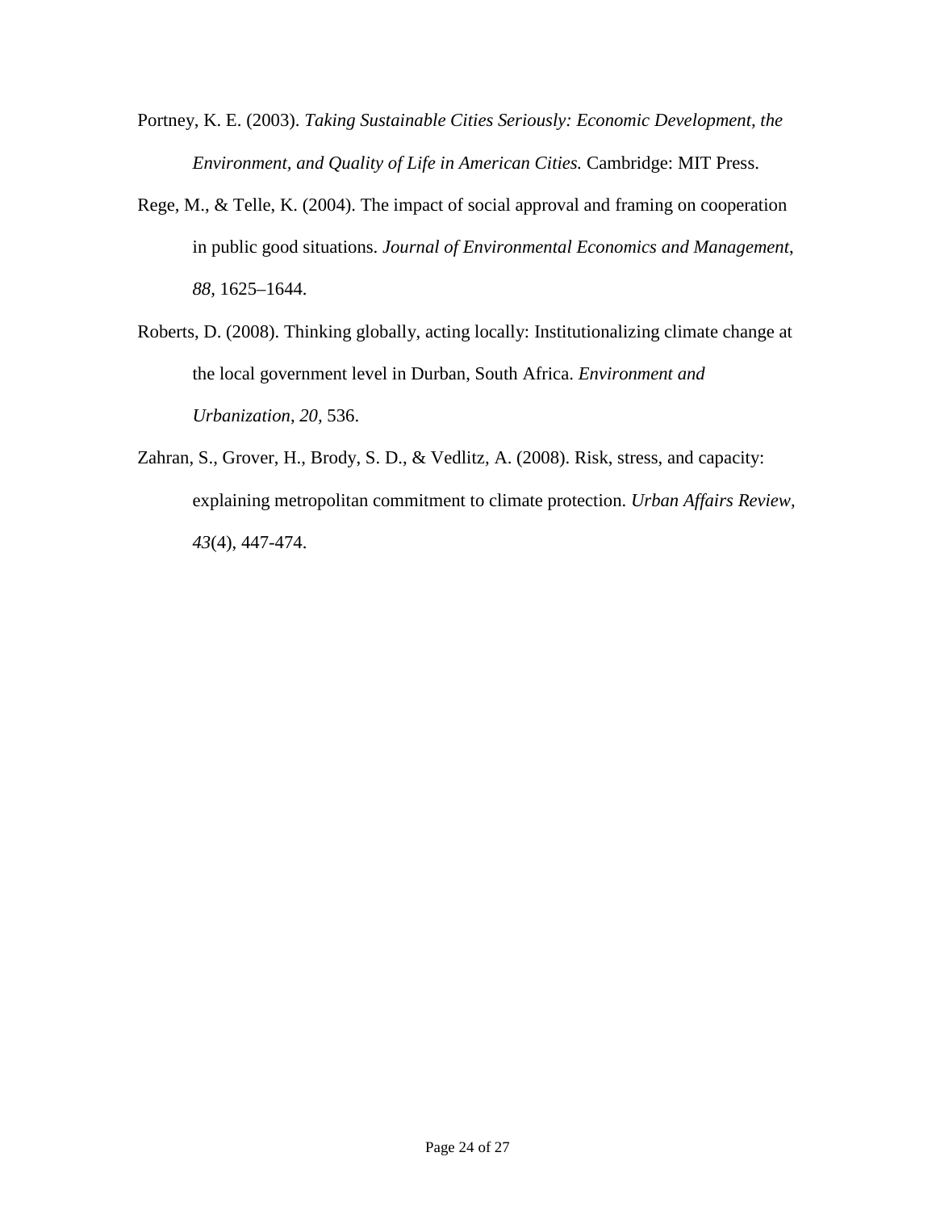Portney, K. E. (2003). *Taking Sustainable Cities Seriously: Economic Development, the Environment, and Quality of Life in American Cities.* Cambridge: MIT Press.

Rege, M., & Telle, K. (2004). The impact of social approval and framing on cooperation in public good situations. *Journal of Environmental Economics and Management, 88*, 1625–1644.

Roberts, D. (2008). Thinking globally, acting locally: Institutionalizing climate change at the local government level in Durban, South Africa. *Environment and Urbanization*, *20,* 536.

Zahran, S., Grover, H., Brody, S. D., & Vedlitz, A. (2008). Risk, stress, and capacity: explaining metropolitan commitment to climate protection. *Urban Affairs Review, 43*(4), 447-474.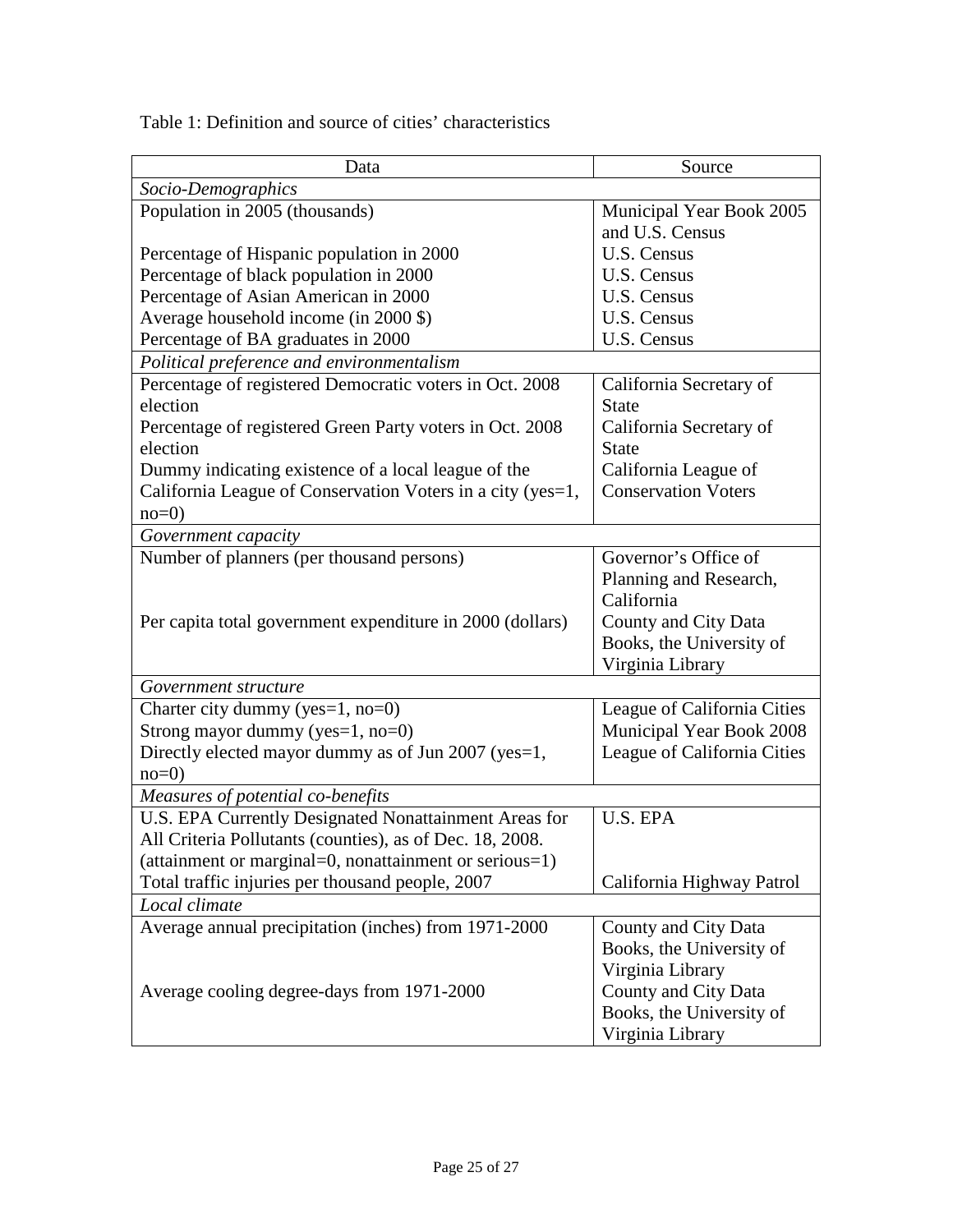Table 1: Definition and source of cities' characteristics

| Data | Source |
|---|---|
| *Socio-Demographics* | |
| Population in 2005 (thousands) | Municipal Year Book 2005 and U.S. Census |
| Percentage of Hispanic population in 2000 | U.S. Census |
| Percentage of black population in 2000 | U.S. Census |
| Percentage of Asian American in 2000 | U.S. Census |
| Average household income (in 2000 $) | U.S. Census |
| Percentage of BA graduates in 2000 | U.S. Census |
| *Political preference and environmentalism* | |
| Percentage of registered Democratic voters in Oct. 2008 election | California Secretary of State |
| Percentage of registered Green Party voters in Oct. 2008 election | California Secretary of State |
| Dummy indicating existence of a local league of the California League of Conservation Voters in a city (yes=1, no=0) | California League of Conservation Voters |
| *Government capacity* | |
| Number of planners (per thousand persons) | Governor's Office of Planning and Research, California |
| Per capita total government expenditure in 2000 (dollars) | County and City Data Books, the University of Virginia Library |
| *Government structure* | |
| Charter city dummy (yes=1, no=0) | League of California Cities |
| Strong mayor dummy (yes=1, no=0) | Municipal Year Book 2008 |
| Directly elected mayor dummy as of Jun 2007 (yes=1, no=0) | League of California Cities |
| *Measures of potential co-benefits* | |
| U.S. EPA Currently Designated Nonattainment Areas for All Criteria Pollutants (counties), as of Dec. 18, 2008. (attainment or marginal=0, nonattainment or serious=1) | U.S. EPA |
| Total traffic injuries per thousand people, 2007 | California Highway Patrol |
| *Local climate* | |
| Average annual precipitation (inches) from 1971-2000 | County and City Data Books, the University of Virginia Library |
| Average cooling degree-days from 1971-2000 | County and City Data Books, the University of Virginia Library |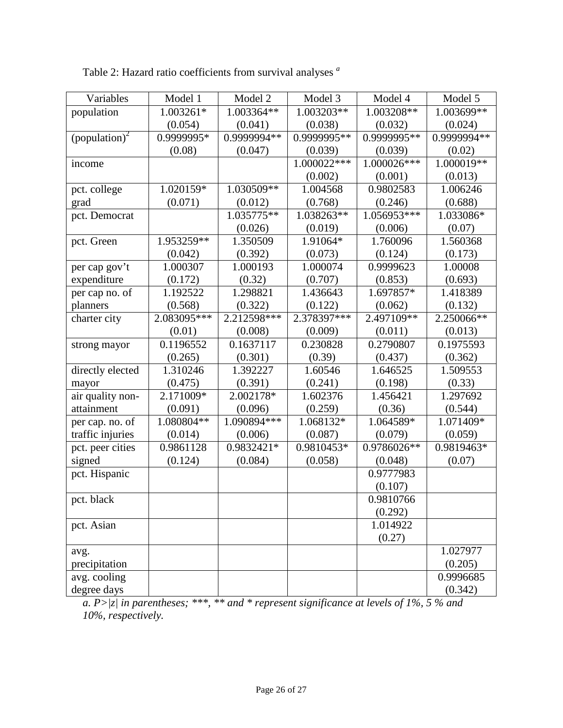Table 2: Hazard ratio coefficients from survival analyses [a]

| Variables | Model 1 | Model 2 | Model 3 | Model 4 | Model 5 |
|---|---|---|---|---|---|
| population | 1.003261* (0.054) | 1.003364** (0.041) | 1.003203** (0.038) | 1.003208** (0.032) | 1.003699** (0.024) |
| $(\text{population})^2$ | 0.9999995* (0.08) | 0.9999994** (0.047) | 0.9999995** (0.039) | 0.9999995** (0.039) | 0.9999994** (0.02) |
| income | | | 1.000022*** (0.002) | 1.000026*** (0.001) | 1.000019** (0.013) |
| pct. college grad | 1.020159* (0.071) | 1.030509** (0.012) | 1.004568 (0.768) | 0.9802583 (0.246) | 1.006246 (0.688) |
| pct. Democrat | | 1.035775** (0.026) | 1.038263** (0.019) | 1.056953*** (0.006) | 1.033086* (0.07) |
| pct. Green | 1.953259** (0.042) | 1.350509 (0.392) | 1.91064* (0.073) | 1.760096 (0.124) | 1.560368 (0.173) |
| per cap gov't expenditure | 1.000307 (0.172) | 1.000193 (0.32) | 1.000074 (0.707) | 0.9999623 (0.853) | 1.00008 (0.693) |
| per cap no. of planners | 1.192522 (0.568) | 1.298821 (0.322) | 1.436643 (0.122) | 1.697857* (0.062) | 1.418389 (0.132) |
| charter city | 2.083095*** (0.01) | 2.212598*** (0.008) | 2.378397*** (0.009) | 2.497109** (0.011) | 2.250066** (0.013) |
| strong mayor | 0.1196552 (0.265) | 0.1637117 (0.301) | 0.230828 (0.39) | 0.2790807 (0.437) | 0.1975593 (0.362) |
| directly elected mayor | 1.310246 (0.475) | 1.392227 (0.391) | 1.60546 (0.241) | 1.646525 (0.198) | 1.509553 (0.33) |
| air quality non-attainment | 2.171009* (0.091) | 2.002178* (0.096) | 1.602376 (0.259) | 1.456421 (0.36) | 1.297692 (0.544) |
| per cap. no. of traffic injuries | 1.080804** (0.014) | 1.090894*** (0.006) | 1.068132* (0.087) | 1.064589* (0.079) | 1.071409* (0.059) |
| pct. peer cities signed | 0.9861128 (0.124) | 0.9832421* (0.084) | 0.9810453* (0.058) | 0.9786026** (0.048) | 0.9819463* (0.07) |
| pct. Hispanic | | | | 0.9777983 (0.107) | |
| pct. black | | | | 0.9810766 (0.292) | |
| pct. Asian | | | | 1.014922 (0.27) | |
| avg. precipitation | | | | | 1.027977 (0.205) |
| avg. cooling degree days | | | | | 0.9996685 (0.342) |

*a. P>|z| in parentheses; \*\*\*, \*\* and \* represent significance at levels of 1%, 5 % and 10%, respectively.*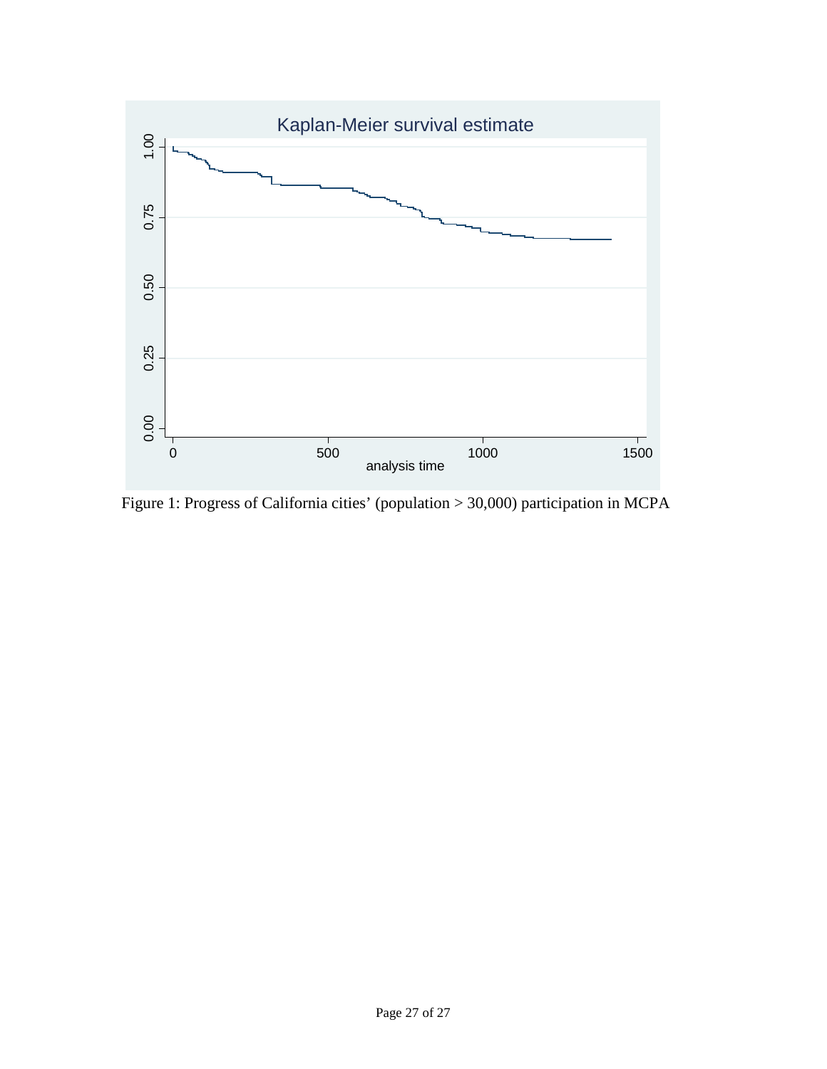Kaplan-Meier survival estimate

1.00
0.75
0.50
0.25
0.00

0
500
1000
1500

analysis time

Figure 1: Progress of California cities' (population > 30,000) participation in MCPA